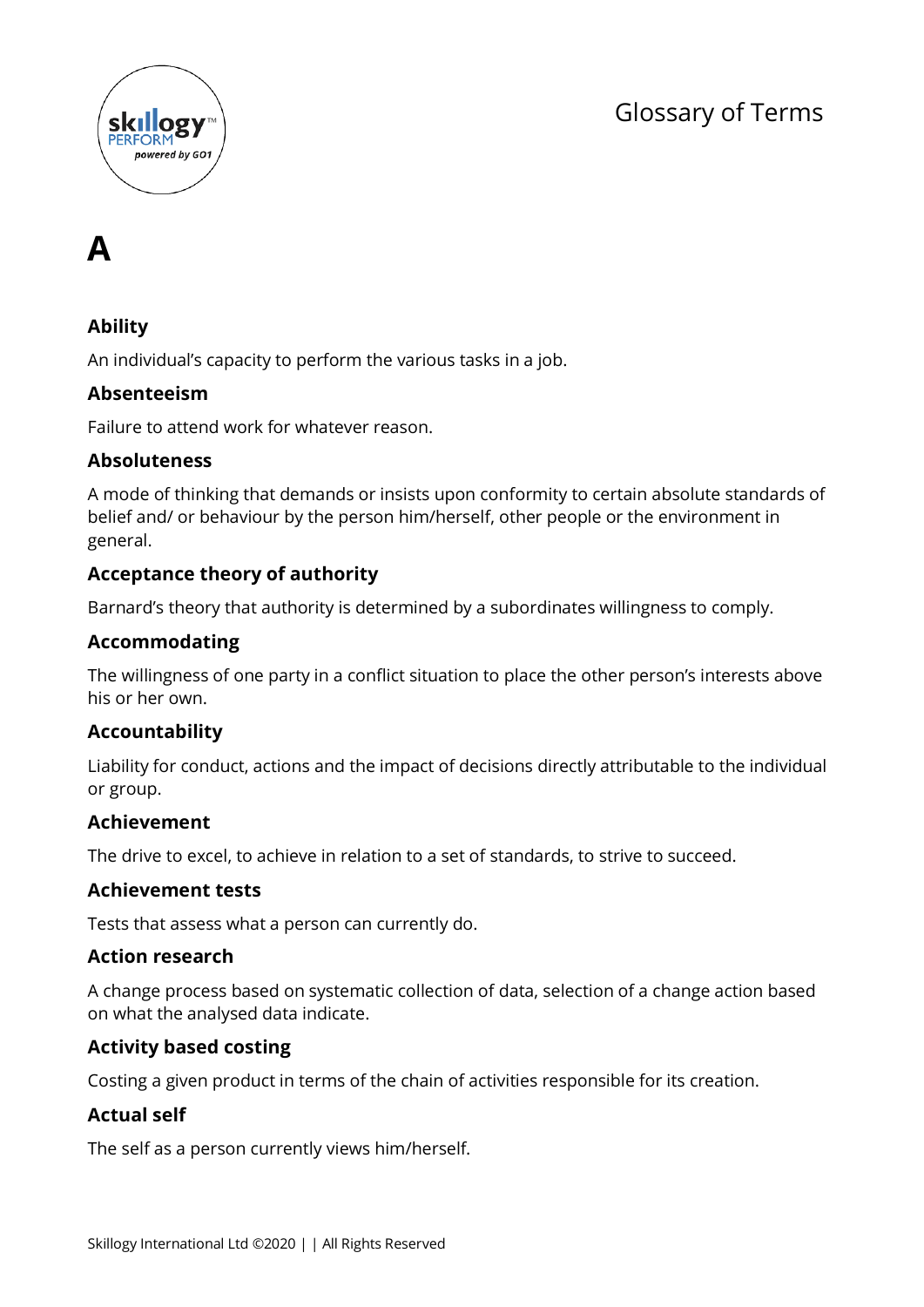# Glossary of Terms

## A

### Ability

An individual's capacity to perform the various tasks in a job.

### Absenteeism

Failure to attend work for whatever reason.

### Absoluteness

A mode of thinking that demands or insists upon conformity to certain absolute standards of belief and/ or behaviour by the person him/herself, other people or the environment in general.

### Acceptance theory of authority

Barnard's theory that authority is determined by a subordinates willingness to comply.

### Accommodating

The willingness of one party in a conflict situation to place the other person's interests above his or her own.

### Accountability

Liability for conduct, actions and the impact of decisions directly attributable to the individual or group.

### Achievement

The drive to excel, to achieve in relation to a set of standards, to strive to succeed.

### Achievement tests

Tests that assess what a person can currently do.

### Action research

A change process based on systematic collection of data, selection of a change action based on what the analysed data indicate.

### Activity based costing

Costing a given product in terms of the chain of activities responsible for its creation.

### Actual self

The self as a person currently views him/herself.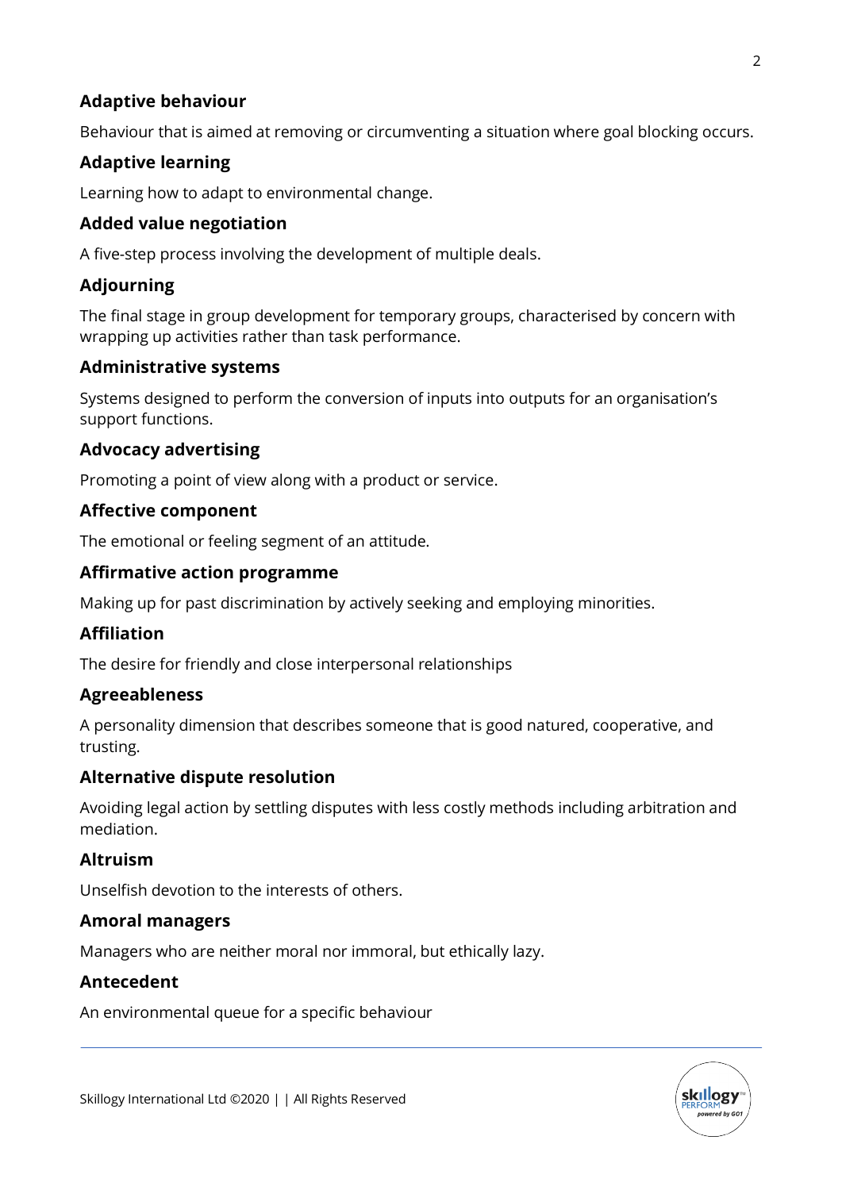### Adaptive behaviour

Behaviour that is aimed at removing or circumventing a situation where goal blocking occurs.

### Adaptive learning

Learning how to adapt to environmental change.

### Added value negotiation

A five-step process involving the development of multiple deals.

### Adjourning

The final stage in group development for temporary groups, characterised by concern with wrapping up activities rather than task performance.

### Administrative systems

Systems designed to perform the conversion of inputs into outputs for an organisation's support functions.

### Advocacy advertising

Promoting a point of view along with a product or service.

### Affective component

The emotional or feeling segment of an attitude.

### Affirmative action programme

Making up for past discrimination by actively seeking and employing minorities.

### Affiliation

The desire for friendly and close interpersonal relationships

### Agreeableness

A personality dimension that describes someone that is good natured, cooperative, and trusting.

### Alternative dispute resolution

Avoiding legal action by settling disputes with less costly methods including arbitration and mediation.

### Altruism

Unselfish devotion to the interests of others.

### Amoral managers

Managers who are neither moral nor immoral, but ethically lazy.

### Antecedent

An environmental queue for a specific behaviour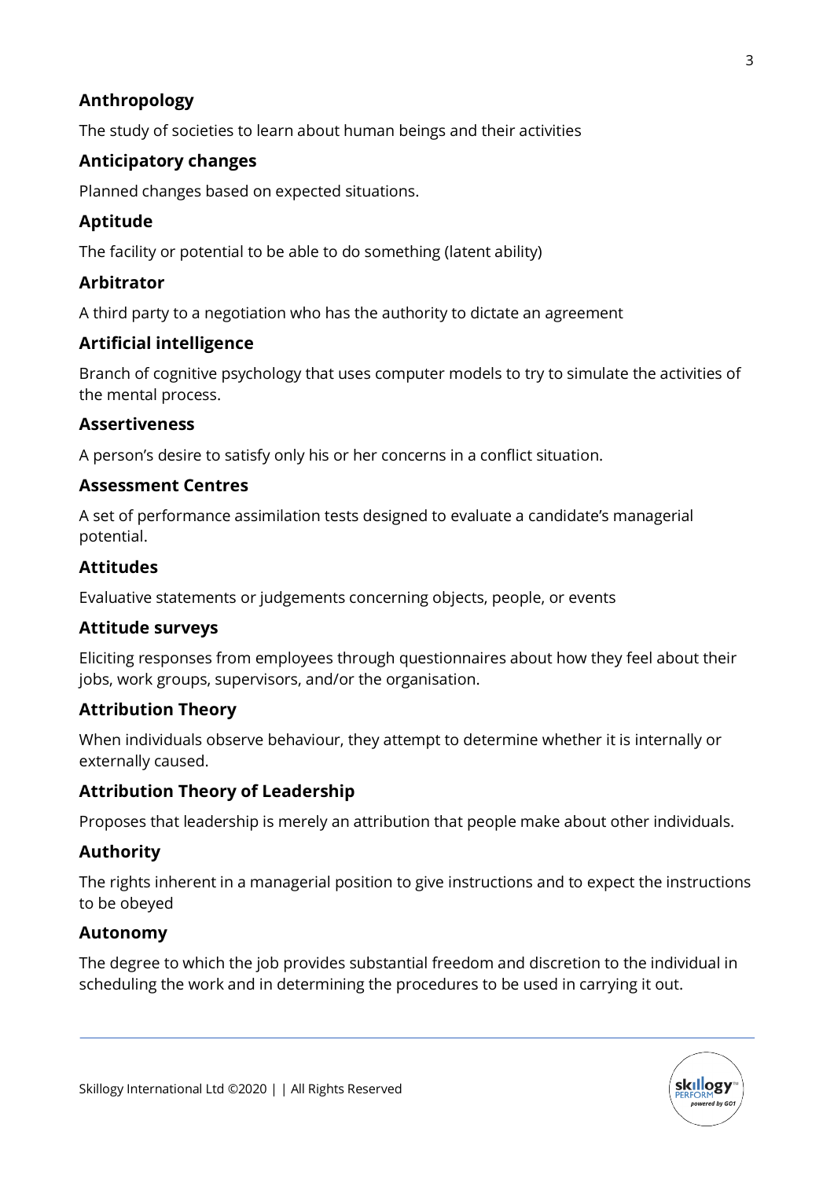### Anthropology

The study of societies to learn about human beings and their activities

### Anticipatory changes

Planned changes based on expected situations.

### Aptitude

The facility or potential to be able to do something (latent ability)

### Arbitrator

A third party to a negotiation who has the authority to dictate an agreement

### Artificial intelligence

Branch of cognitive psychology that uses computer models to try to simulate the activities of the mental process.

### Assertiveness

A person's desire to satisfy only his or her concerns in a conflict situation.

### Assessment Centres

A set of performance assimilation tests designed to evaluate a candidate's managerial potential.

### Attitudes

Evaluative statements or judgements concerning objects, people, or events

### Attitude surveys

Eliciting responses from employees through questionnaires about how they feel about their jobs, work groups, supervisors, and/or the organisation.

### Attribution Theory

When individuals observe behaviour, they attempt to determine whether it is internally or externally caused.

### Attribution Theory of Leadership

Proposes that leadership is merely an attribution that people make about other individuals.

### Authority

The rights inherent in a managerial position to give instructions and to expect the instructions to be obeyed

### Autonomy

The degree to which the job provides substantial freedom and discretion to the individual in scheduling the work and in determining the procedures to be used in carrying it out.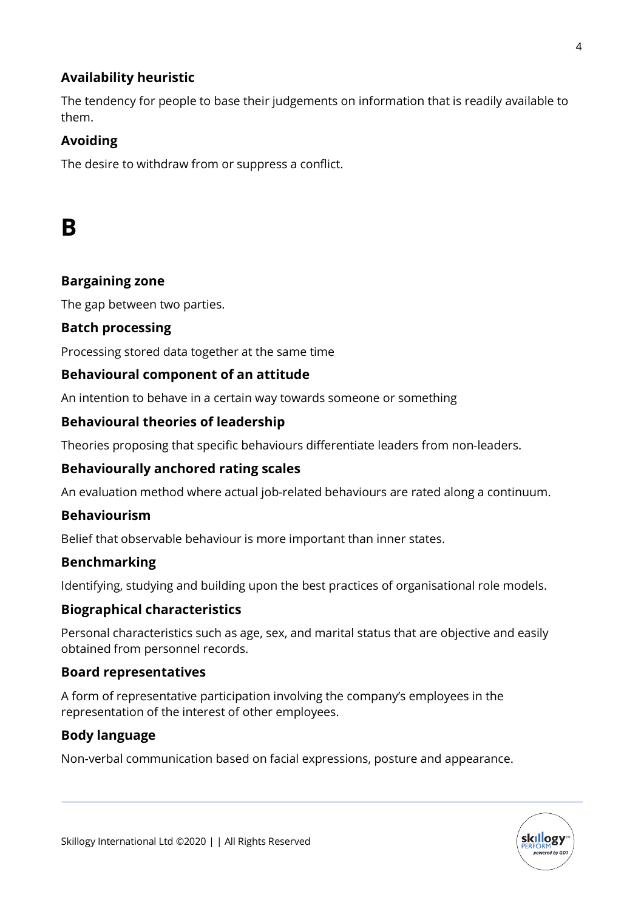### Availability heuristic

The tendency for people to base their judgements on information that is readily available to them.

### Avoiding

The desire to withdraw from or suppress a conflict.

# B

### Bargaining zone

The gap between two parties.

### Batch processing

Processing stored data together at the same time

### Behavioural component of an attitude

An intention to behave in a certain way towards someone or something

### Behavioural theories of leadership

Theories proposing that specific behaviours differentiate leaders from non-leaders.

### Behaviourally anchored rating scales

An evaluation method where actual job-related behaviours are rated along a continuum.

### Behaviourism

Belief that observable behaviour is more important than inner states.

### Benchmarking

Identifying, studying and building upon the best practices of organisational role models.

### Biographical characteristics

Personal characteristics such as age, sex, and marital status that are objective and easily obtained from personnel records.

### Board representatives

A form of representative participation involving the company's employees in the representation of the interest of other employees.

### Body language

Non-verbal communication based on facial expressions, posture and appearance.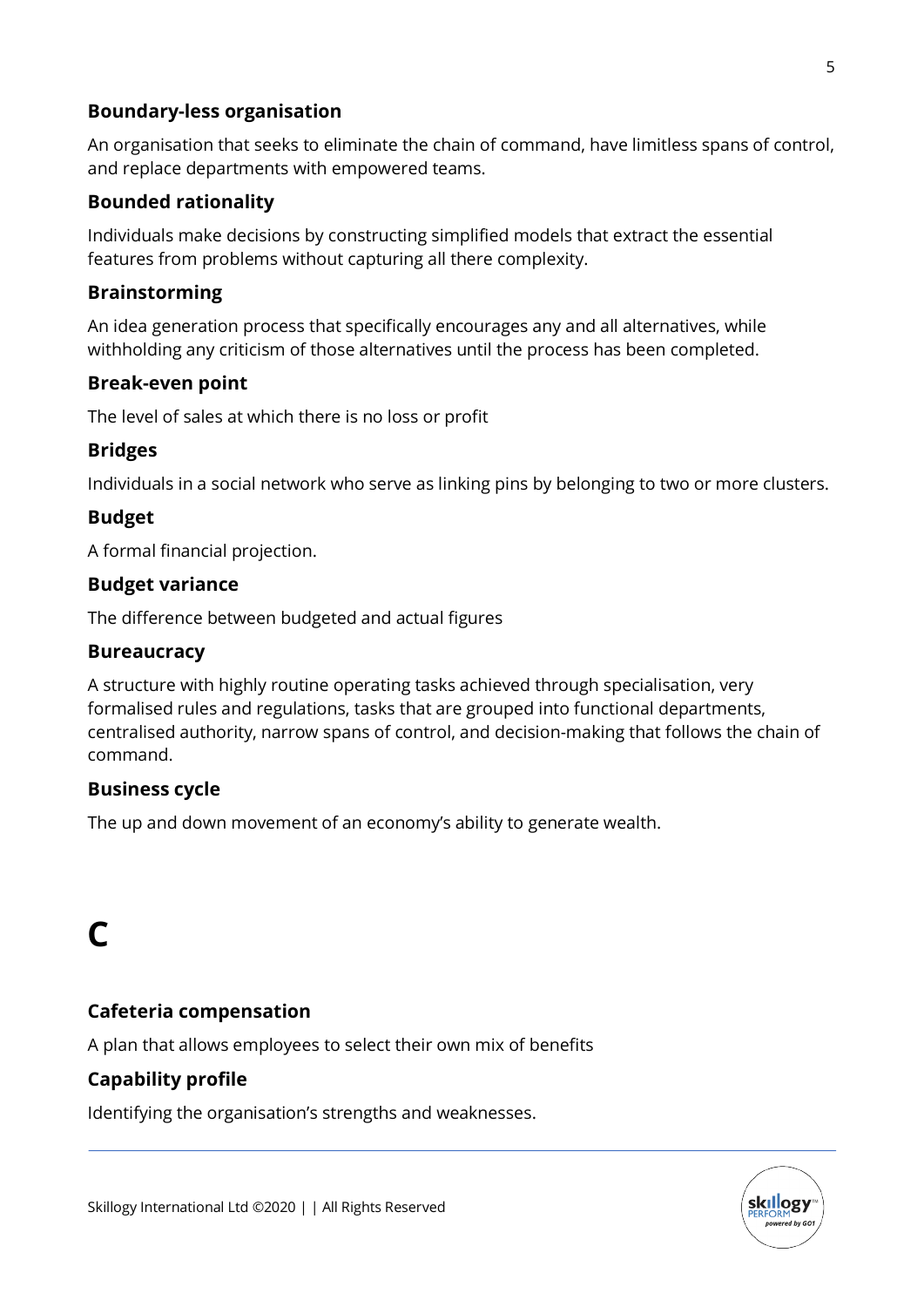### Boundary-less organisation

An organisation that seeks to eliminate the chain of command, have limitless spans of control, and replace departments with empowered teams.

### Bounded rationality

Individuals make decisions by constructing simplified models that extract the essential features from problems without capturing all there complexity.

### Brainstorming

An idea generation process that specifically encourages any and all alternatives, while withholding any criticism of those alternatives until the process has been completed.

### Break-even point

The level of sales at which there is no loss or profit

### Bridges

Individuals in a social network who serve as linking pins by belonging to two or more clusters.

### Budget

A formal financial projection.

### Budget variance

The difference between budgeted and actual figures

### Bureaucracy

A structure with highly routine operating tasks achieved through specialisation, very formalised rules and regulations, tasks that are grouped into functional departments, centralised authority, narrow spans of control, and decision-making that follows the chain of command.

### Business cycle

The up and down movement of an economy's ability to generate wealth.

# C

### Cafeteria compensation

A plan that allows employees to select their own mix of benefits

### Capability profile

Identifying the organisation's strengths and weaknesses.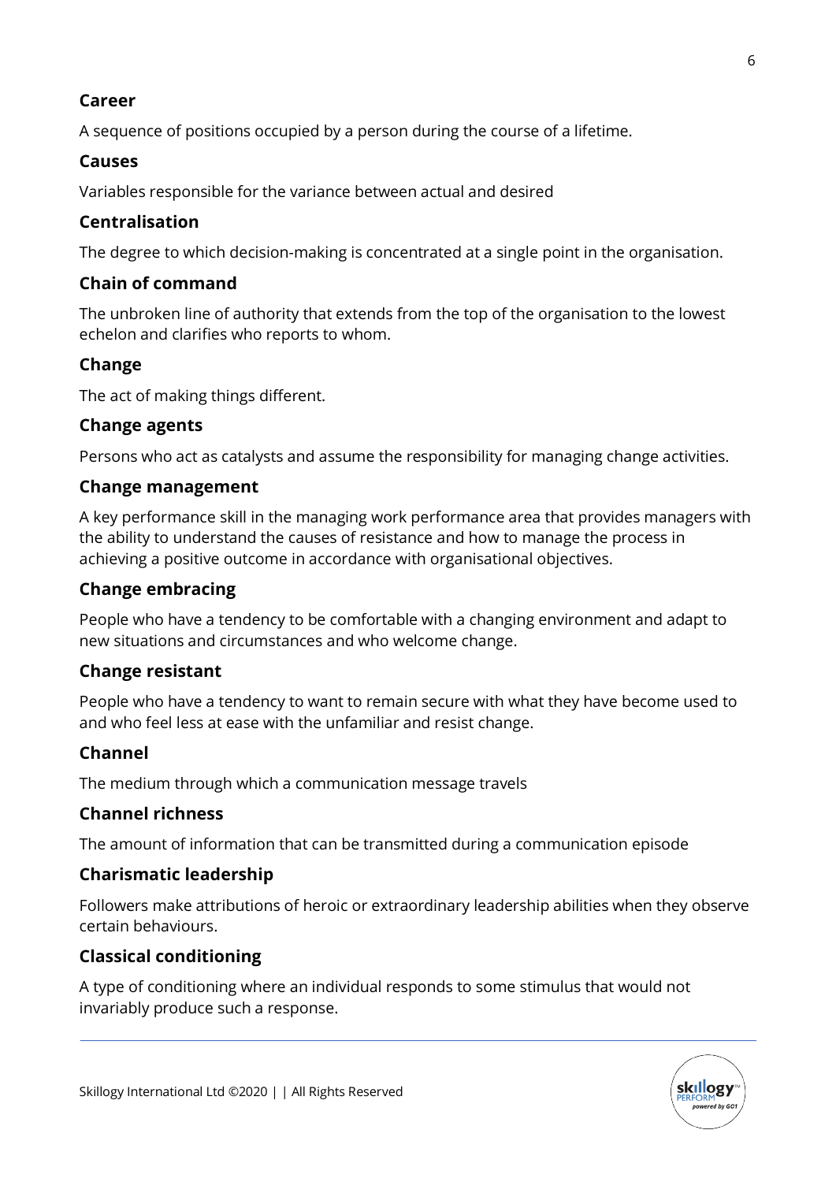### Career

A sequence of positions occupied by a person during the course of a lifetime.

### Causes

Variables responsible for the variance between actual and desired

### Centralisation

The degree to which decision-making is concentrated at a single point in the organisation.

### Chain of command

The unbroken line of authority that extends from the top of the organisation to the lowest echelon and clarifies who reports to whom.

### Change

The act of making things different.

### Change agents

Persons who act as catalysts and assume the responsibility for managing change activities.

### Change management

A key performance skill in the managing work performance area that provides managers with the ability to understand the causes of resistance and how to manage the process in achieving a positive outcome in accordance with organisational objectives.

### Change embracing

People who have a tendency to be comfortable with a changing environment and adapt to new situations and circumstances and who welcome change.

### Change resistant

People who have a tendency to want to remain secure with what they have become used to and who feel less at ease with the unfamiliar and resist change.

### Channel

The medium through which a communication message travels

### Channel richness

The amount of information that can be transmitted during a communication episode

### Charismatic leadership

Followers make attributions of heroic or extraordinary leadership abilities when they observe certain behaviours.

### Classical conditioning

A type of conditioning where an individual responds to some stimulus that would not invariably produce such a response.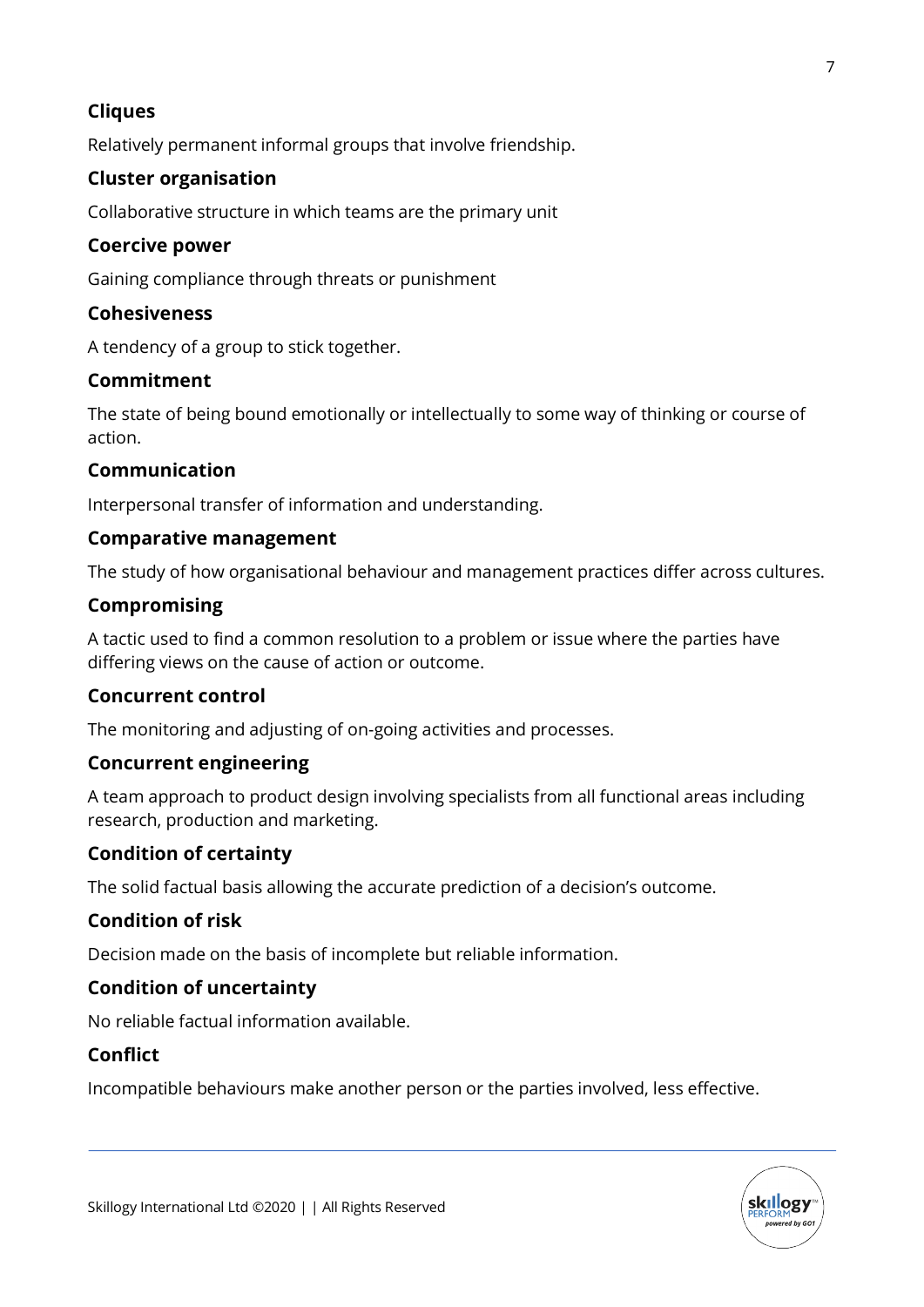### Cliques

Relatively permanent informal groups that involve friendship.

### Cluster organisation

Collaborative structure in which teams are the primary unit

### Coercive power

Gaining compliance through threats or punishment

### Cohesiveness

A tendency of a group to stick together.

### Commitment

The state of being bound emotionally or intellectually to some way of thinking or course of action.

### Communication

Interpersonal transfer of information and understanding.

### Comparative management

The study of how organisational behaviour and management practices differ across cultures.

### Compromising

A tactic used to find a common resolution to a problem or issue where the parties have differing views on the cause of action or outcome.

### Concurrent control

The monitoring and adjusting of on-going activities and processes.

### Concurrent engineering

A team approach to product design involving specialists from all functional areas including research, production and marketing.

### Condition of certainty

The solid factual basis allowing the accurate prediction of a decision's outcome.

### Condition of risk

Decision made on the basis of incomplete but reliable information.

### Condition of uncertainty

No reliable factual information available.

### Conflict

Incompatible behaviours make another person or the parties involved, less effective.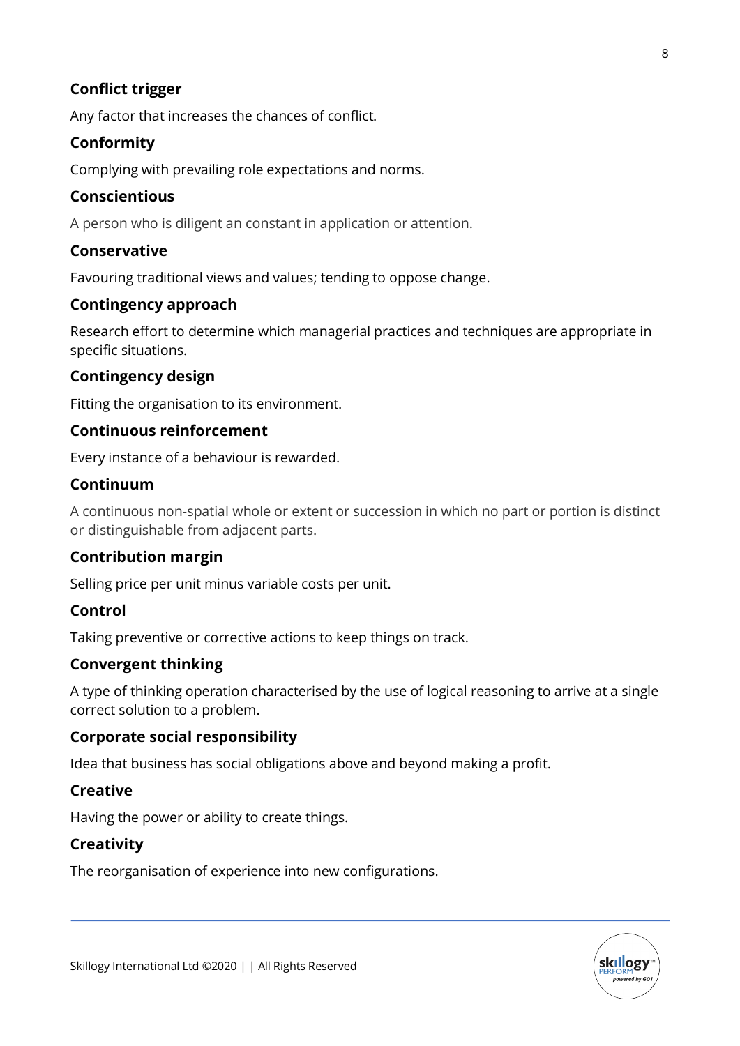### Conflict trigger

Any factor that increases the chances of conflict.

### Conformity

Complying with prevailing role expectations and norms.

### Conscientious

A person who is diligent an constant in application or attention.

### Conservative

Favouring traditional views and values; tending to oppose change.

### Contingency approach

Research effort to determine which managerial practices and techniques are appropriate in specific situations.

### Contingency design

Fitting the organisation to its environment.

### Continuous reinforcement

Every instance of a behaviour is rewarded.

### Continuum

A continuous non-spatial whole or extent or succession in which no part or portion is distinct or distinguishable from adjacent parts.

### Contribution margin

Selling price per unit minus variable costs per unit.

### Control

Taking preventive or corrective actions to keep things on track.

### Convergent thinking

A type of thinking operation characterised by the use of logical reasoning to arrive at a single correct solution to a problem.

### Corporate social responsibility

Idea that business has social obligations above and beyond making a profit.

### Creative

Having the power or ability to create things.

### Creativity

The reorganisation of experience into new configurations.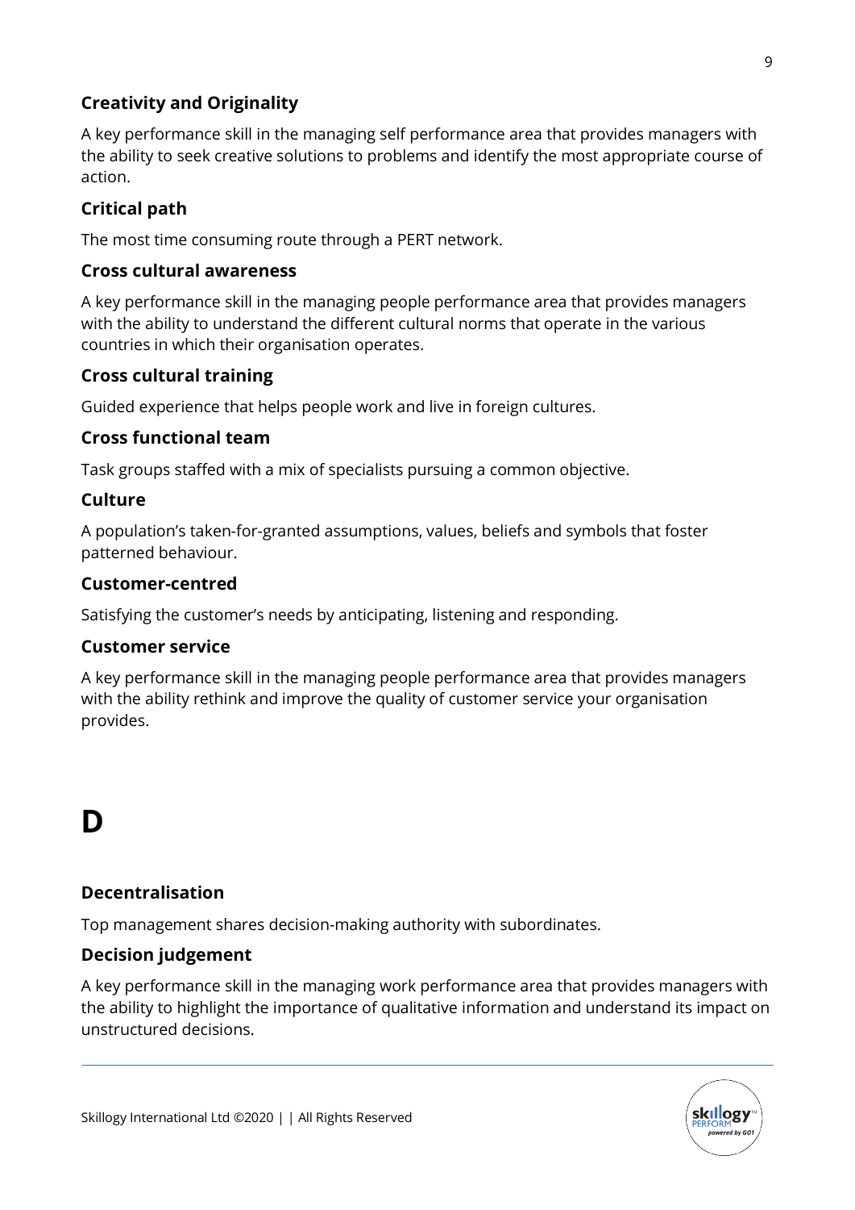### Creativity and Originality

A key performance skill in the managing self performance area that provides managers with the ability to seek creative solutions to problems and identify the most appropriate course of action.

### Critical path

The most time consuming route through a PERT network.

### Cross cultural awareness

A key performance skill in the managing people performance area that provides managers with the ability to understand the different cultural norms that operate in the various countries in which their organisation operates.

### Cross cultural training

Guided experience that helps people work and live in foreign cultures.

### Cross functional team

Task groups staffed with a mix of specialists pursuing a common objective.

### Culture

A population's taken-for-granted assumptions, values, beliefs and symbols that foster patterned behaviour.

### Customer-centred

Satisfying the customer's needs by anticipating, listening and responding.

### Customer service

A key performance skill in the managing people performance area that provides managers with the ability rethink and improve the quality of customer service your organisation provides.

# D

### Decentralisation

Top management shares decision-making authority with subordinates.

### Decision judgement

A key performance skill in the managing work performance area that provides managers with the ability to highlight the importance of qualitative information and understand its impact on unstructured decisions.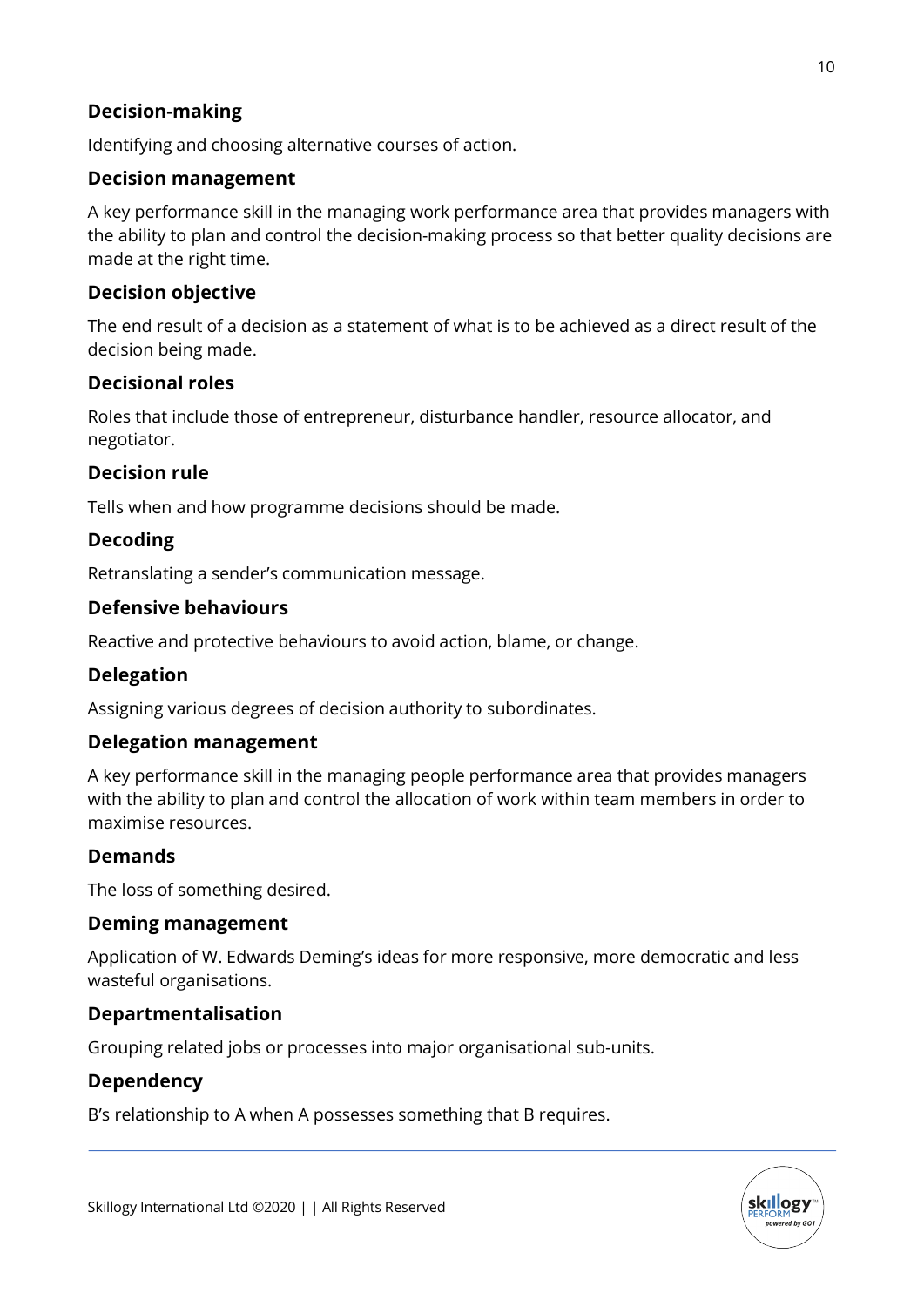### Decision-making

Identifying and choosing alternative courses of action.

### Decision management

A key performance skill in the managing work performance area that provides managers with the ability to plan and control the decision-making process so that better quality decisions are made at the right time.

### Decision objective

The end result of a decision as a statement of what is to be achieved as a direct result of the decision being made.

### Decisional roles

Roles that include those of entrepreneur, disturbance handler, resource allocator, and negotiator.

### Decision rule

Tells when and how programme decisions should be made.

### Decoding

Retranslating a sender's communication message.

### Defensive behaviours

Reactive and protective behaviours to avoid action, blame, or change.

### Delegation

Assigning various degrees of decision authority to subordinates.

### Delegation management

A key performance skill in the managing people performance area that provides managers with the ability to plan and control the allocation of work within team members in order to maximise resources.

### Demands

The loss of something desired.

### Deming management

Application of W. Edwards Deming's ideas for more responsive, more democratic and less wasteful organisations.

### Departmentalisation

Grouping related jobs or processes into major organisational sub-units.

### Dependency

B's relationship to A when A possesses something that B requires.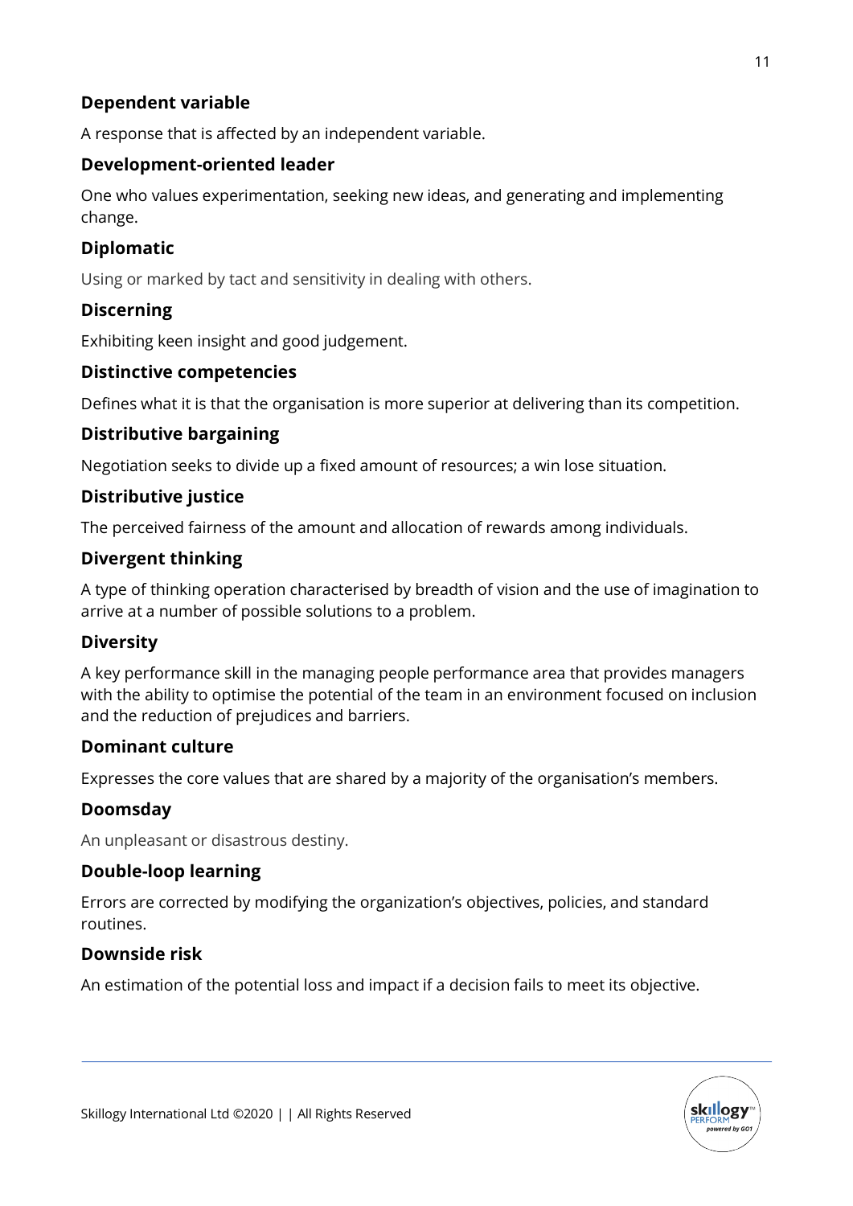### Dependent variable

A response that is affected by an independent variable.

### Development-oriented leader

One who values experimentation, seeking new ideas, and generating and implementing change.

### Diplomatic

Using or marked by tact and sensitivity in dealing with others.

### Discerning

Exhibiting keen insight and good judgement.

### Distinctive competencies

Defines what it is that the organisation is more superior at delivering than its competition.

### Distributive bargaining

Negotiation seeks to divide up a fixed amount of resources; a win lose situation.

### Distributive justice

The perceived fairness of the amount and allocation of rewards among individuals.

### Divergent thinking

A type of thinking operation characterised by breadth of vision and the use of imagination to arrive at a number of possible solutions to a problem.

### Diversity

A key performance skill in the managing people performance area that provides managers with the ability to optimise the potential of the team in an environment focused on inclusion and the reduction of prejudices and barriers.

### Dominant culture

Expresses the core values that are shared by a majority of the organisation's members.

### Doomsday

An unpleasant or disastrous destiny.

### Double-loop learning

Errors are corrected by modifying the organization's objectives, policies, and standard routines.

### Downside risk

An estimation of the potential loss and impact if a decision fails to meet its objective.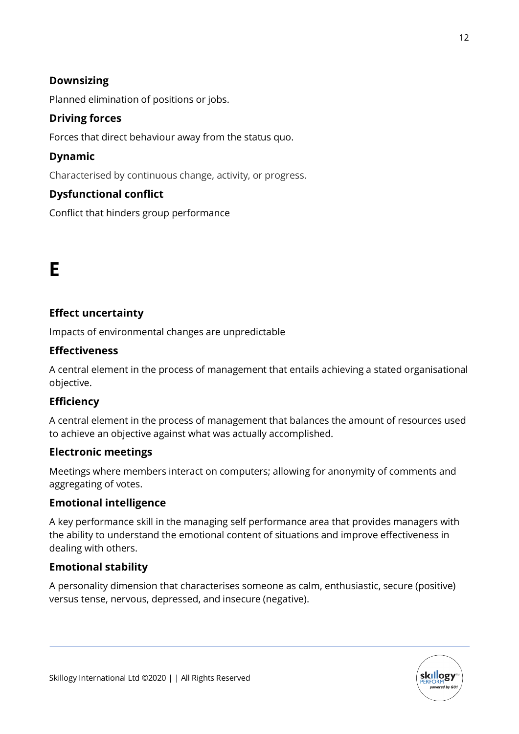### Downsizing

Planned elimination of positions or jobs.

### Driving forces

Forces that direct behaviour away from the status quo.

### Dynamic

Characterised by continuous change, activity, or progress.

### Dysfunctional conflict

Conflict that hinders group performance

# E

### Effect uncertainty

Impacts of environmental changes are unpredictable

### Effectiveness

A central element in the process of management that entails achieving a stated organisational objective.

### Efficiency

A central element in the process of management that balances the amount of resources used to achieve an objective against what was actually accomplished.

### Electronic meetings

Meetings where members interact on computers; allowing for anonymity of comments and aggregating of votes.

### Emotional intelligence

A key performance skill in the managing self performance area that provides managers with the ability to understand the emotional content of situations and improve effectiveness in dealing with others.

### Emotional stability

A personality dimension that characterises someone as calm, enthusiastic, secure (positive) versus tense, nervous, depressed, and insecure (negative).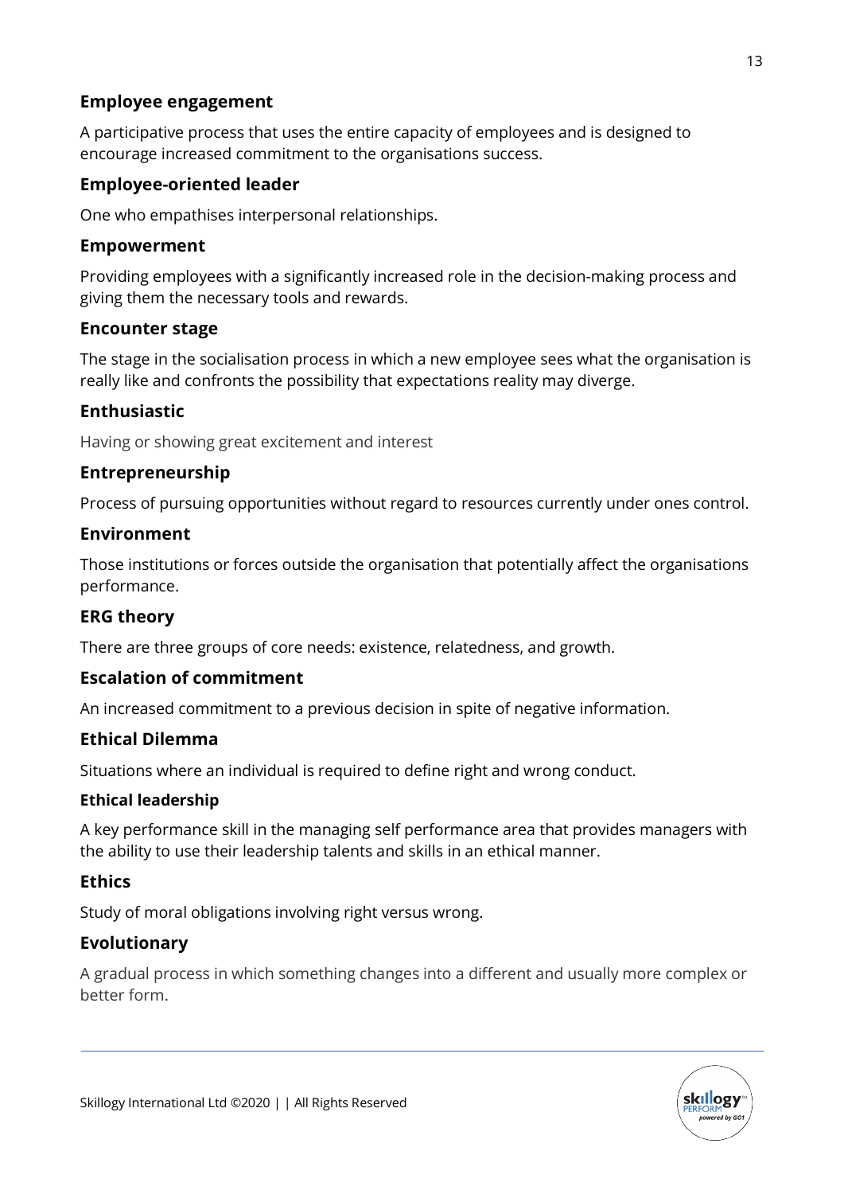### Employee engagement

A participative process that uses the entire capacity of employees and is designed to encourage increased commitment to the organisations success.

### Employee-oriented leader

One who empathises interpersonal relationships.

### Empowerment

Providing employees with a significantly increased role in the decision-making process and giving them the necessary tools and rewards.

### Encounter stage

The stage in the socialisation process in which a new employee sees what the organisation is really like and confronts the possibility that expectations reality may diverge.

### Enthusiastic

Having or showing great excitement and interest

### Entrepreneurship

Process of pursuing opportunities without regard to resources currently under ones control.

### Environment

Those institutions or forces outside the organisation that potentially affect the organisations performance.

### ERG theory

There are three groups of core needs: existence, relatedness, and growth.

### Escalation of commitment

An increased commitment to a previous decision in spite of negative information.

### Ethical Dilemma

Situations where an individual is required to define right and wrong conduct.

#### Ethical leadership

A key performance skill in the managing self performance area that provides managers with the ability to use their leadership talents and skills in an ethical manner.

### Ethics

Study of moral obligations involving right versus wrong.

### Evolutionary

A gradual process in which something changes into a different and usually more complex or better form.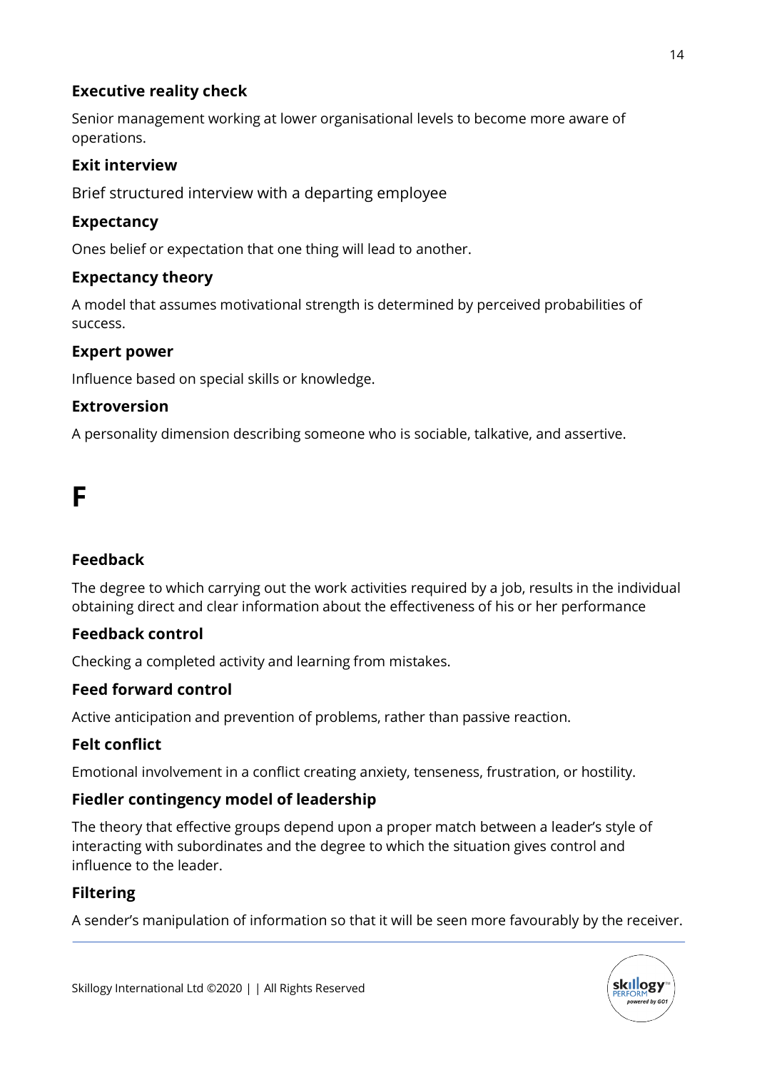### Executive reality check

Senior management working at lower organisational levels to become more aware of operations.

### Exit interview

Brief structured interview with a departing employee

### Expectancy

Ones belief or expectation that one thing will lead to another.

### Expectancy theory

A model that assumes motivational strength is determined by perceived probabilities of success.

### Expert power

Influence based on special skills or knowledge.

### Extroversion

A personality dimension describing someone who is sociable, talkative, and assertive.

# F

### Feedback

The degree to which carrying out the work activities required by a job, results in the individual obtaining direct and clear information about the effectiveness of his or her performance

### Feedback control

Checking a completed activity and learning from mistakes.

### Feed forward control

Active anticipation and prevention of problems, rather than passive reaction.

### Felt conflict

Emotional involvement in a conflict creating anxiety, tenseness, frustration, or hostility.

### Fiedler contingency model of leadership

The theory that effective groups depend upon a proper match between a leader's style of interacting with subordinates and the degree to which the situation gives control and influence to the leader.

### Filtering

A sender's manipulation of information so that it will be seen more favourably by the receiver.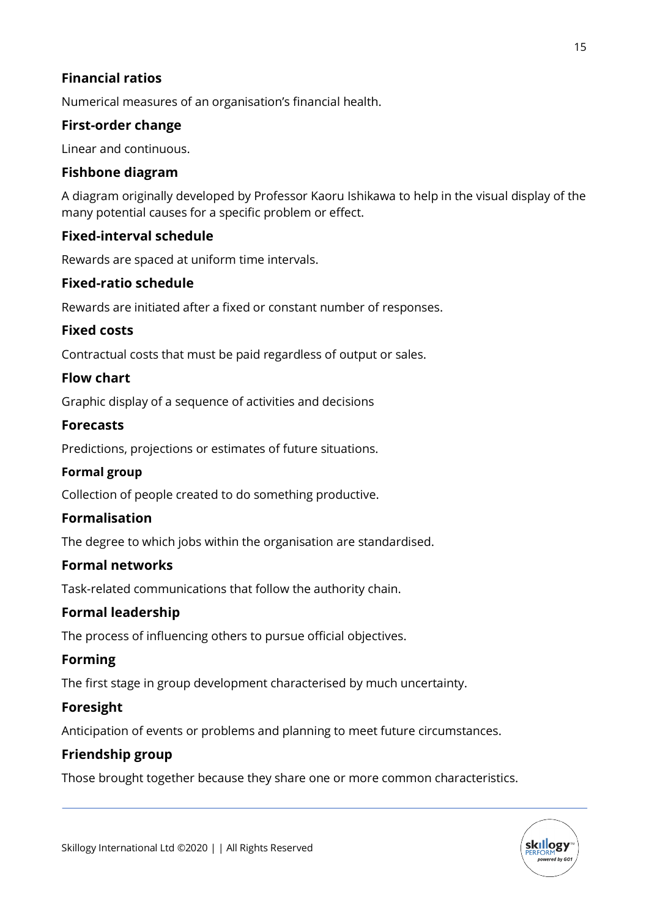### Financial ratios

Numerical measures of an organisation's financial health.

### First-order change

Linear and continuous.

### Fishbone diagram

A diagram originally developed by Professor Kaoru Ishikawa to help in the visual display of the many potential causes for a specific problem or effect.

### Fixed-interval schedule

Rewards are spaced at uniform time intervals.

### Fixed-ratio schedule

Rewards are initiated after a fixed or constant number of responses.

### Fixed costs

Contractual costs that must be paid regardless of output or sales.

### Flow chart

Graphic display of a sequence of activities and decisions

### Forecasts

Predictions, projections or estimates of future situations.

### Formal group

Collection of people created to do something productive.

### Formalisation

The degree to which jobs within the organisation are standardised.

### Formal networks

Task-related communications that follow the authority chain.

### Formal leadership

The process of influencing others to pursue official objectives.

### Forming

The first stage in group development characterised by much uncertainty.

### Foresight

Anticipation of events or problems and planning to meet future circumstances.

### Friendship group

Those brought together because they share one or more common characteristics.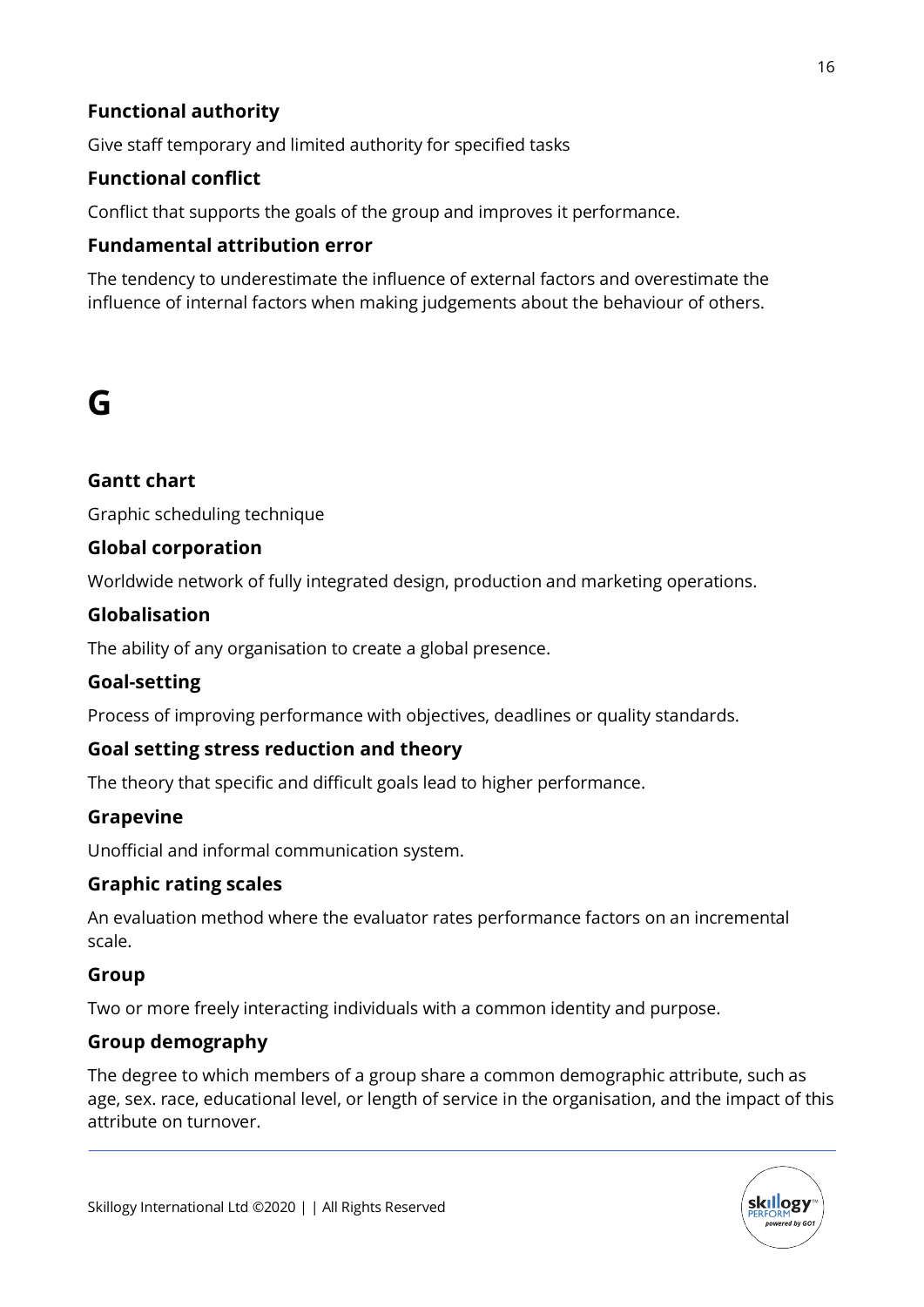### Functional authority

Give staff temporary and limited authority for specified tasks

### Functional conflict

Conflict that supports the goals of the group and improves it performance.

### Fundamental attribution error

The tendency to underestimate the influence of external factors and overestimate the influence of internal factors when making judgements about the behaviour of others.

# G

### Gantt chart

Graphic scheduling technique

### Global corporation

Worldwide network of fully integrated design, production and marketing operations.

### Globalisation

The ability of any organisation to create a global presence.

### Goal-setting

Process of improving performance with objectives, deadlines or quality standards.

### Goal setting stress reduction and theory

The theory that specific and difficult goals lead to higher performance.

### Grapevine

Unofficial and informal communication system.

### Graphic rating scales

An evaluation method where the evaluator rates performance factors on an incremental scale.

### Group

Two or more freely interacting individuals with a common identity and purpose.

### Group demography

The degree to which members of a group share a common demographic attribute, such as age, sex. race, educational level, or length of service in the organisation, and the impact of this attribute on turnover.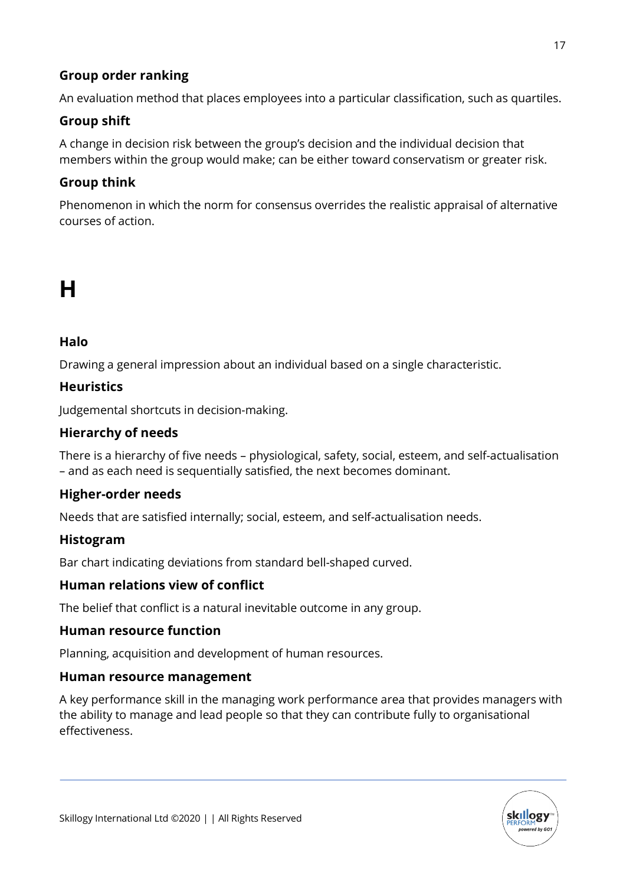### Group order ranking

An evaluation method that places employees into a particular classification, such as quartiles.

### Group shift

A change in decision risk between the group's decision and the individual decision that members within the group would make; can be either toward conservatism or greater risk.

### Group think

Phenomenon in which the norm for consensus overrides the realistic appraisal of alternative courses of action.

# H

### Halo

Drawing a general impression about an individual based on a single characteristic.

### Heuristics

Judgemental shortcuts in decision-making.

### Hierarchy of needs

There is a hierarchy of five needs – physiological, safety, social, esteem, and self-actualisation – and as each need is sequentially satisfied, the next becomes dominant.

### Higher-order needs

Needs that are satisfied internally; social, esteem, and self-actualisation needs.

### Histogram

Bar chart indicating deviations from standard bell-shaped curved.

### Human relations view of conflict

The belief that conflict is a natural inevitable outcome in any group.

### Human resource function

Planning, acquisition and development of human resources.

### Human resource management

A key performance skill in the managing work performance area that provides managers with the ability to manage and lead people so that they can contribute fully to organisational effectiveness.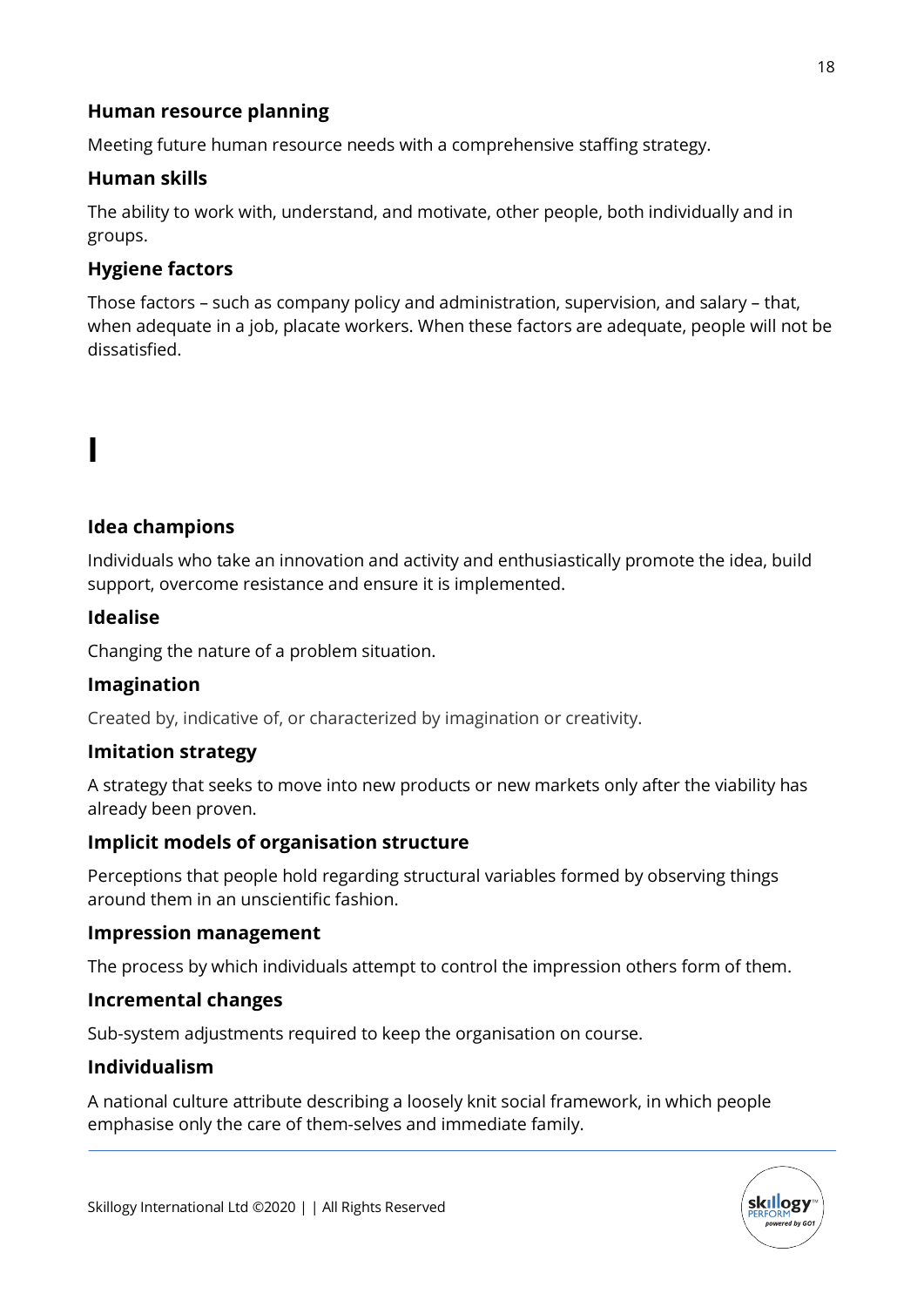### Human resource planning

Meeting future human resource needs with a comprehensive staffing strategy.

### Human skills

The ability to work with, understand, and motivate, other people, both individually and in groups.

### Hygiene factors

Those factors – such as company policy and administration, supervision, and salary – that, when adequate in a job, placate workers. When these factors are adequate, people will not be dissatisfied.

# I

### Idea champions

Individuals who take an innovation and activity and enthusiastically promote the idea, build support, overcome resistance and ensure it is implemented.

### Idealise

Changing the nature of a problem situation.

### Imagination

Created by, indicative of, or characterized by imagination or creativity.

### Imitation strategy

A strategy that seeks to move into new products or new markets only after the viability has already been proven.

### Implicit models of organisation structure

Perceptions that people hold regarding structural variables formed by observing things around them in an unscientific fashion.

### Impression management

The process by which individuals attempt to control the impression others form of them.

### Incremental changes

Sub-system adjustments required to keep the organisation on course.

### Individualism

A national culture attribute describing a loosely knit social framework, in which people emphasise only the care of them-selves and immediate family.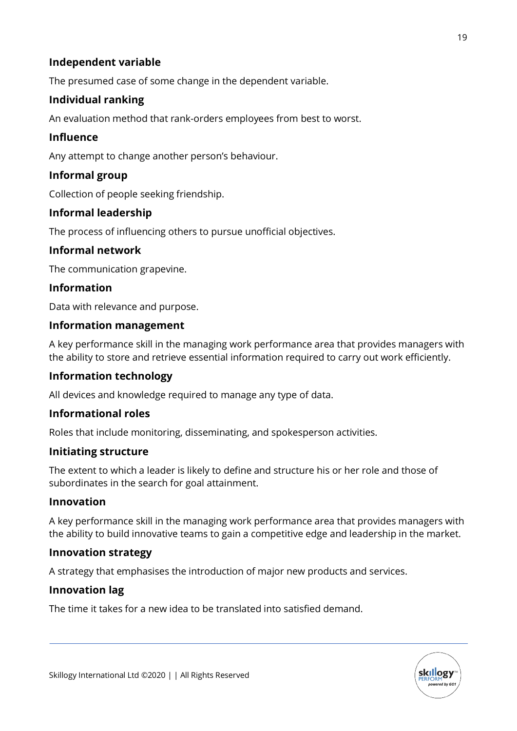### Independent variable

The presumed case of some change in the dependent variable.

### Individual ranking

An evaluation method that rank-orders employees from best to worst.

### Influence

Any attempt to change another person's behaviour.

### Informal group

Collection of people seeking friendship.

### Informal leadership

The process of influencing others to pursue unofficial objectives.

### Informal network

The communication grapevine.

### Information

Data with relevance and purpose.

### Information management

A key performance skill in the managing work performance area that provides managers with the ability to store and retrieve essential information required to carry out work efficiently.

### Information technology

All devices and knowledge required to manage any type of data.

### Informational roles

Roles that include monitoring, disseminating, and spokesperson activities.

### Initiating structure

The extent to which a leader is likely to define and structure his or her role and those of subordinates in the search for goal attainment.

### Innovation

A key performance skill in the managing work performance area that provides managers with the ability to build innovative teams to gain a competitive edge and leadership in the market.

### Innovation strategy

A strategy that emphasises the introduction of major new products and services.

### Innovation lag

The time it takes for a new idea to be translated into satisfied demand.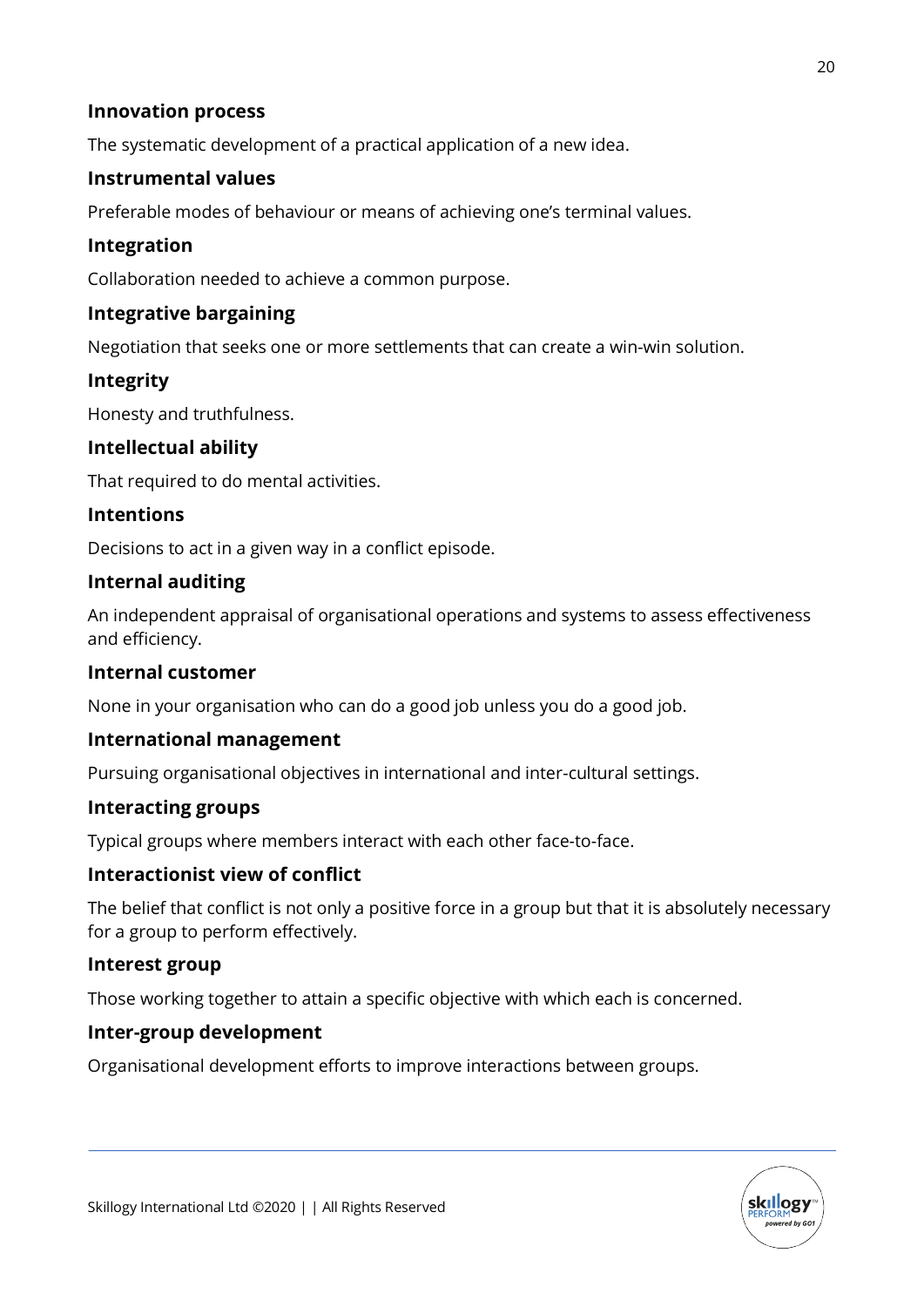### Innovation process

The systematic development of a practical application of a new idea.

### Instrumental values

Preferable modes of behaviour or means of achieving one's terminal values.

### Integration

Collaboration needed to achieve a common purpose.

### Integrative bargaining

Negotiation that seeks one or more settlements that can create a win-win solution.

### Integrity

Honesty and truthfulness.

### Intellectual ability

That required to do mental activities.

### Intentions

Decisions to act in a given way in a conflict episode.

### Internal auditing

An independent appraisal of organisational operations and systems to assess effectiveness and efficiency.

### Internal customer

None in your organisation who can do a good job unless you do a good job.

### International management

Pursuing organisational objectives in international and inter-cultural settings.

### Interacting groups

Typical groups where members interact with each other face-to-face.

### Interactionist view of conflict

The belief that conflict is not only a positive force in a group but that it is absolutely necessary for a group to perform effectively.

### Interest group

Those working together to attain a specific objective with which each is concerned.

### Inter-group development

Organisational development efforts to improve interactions between groups.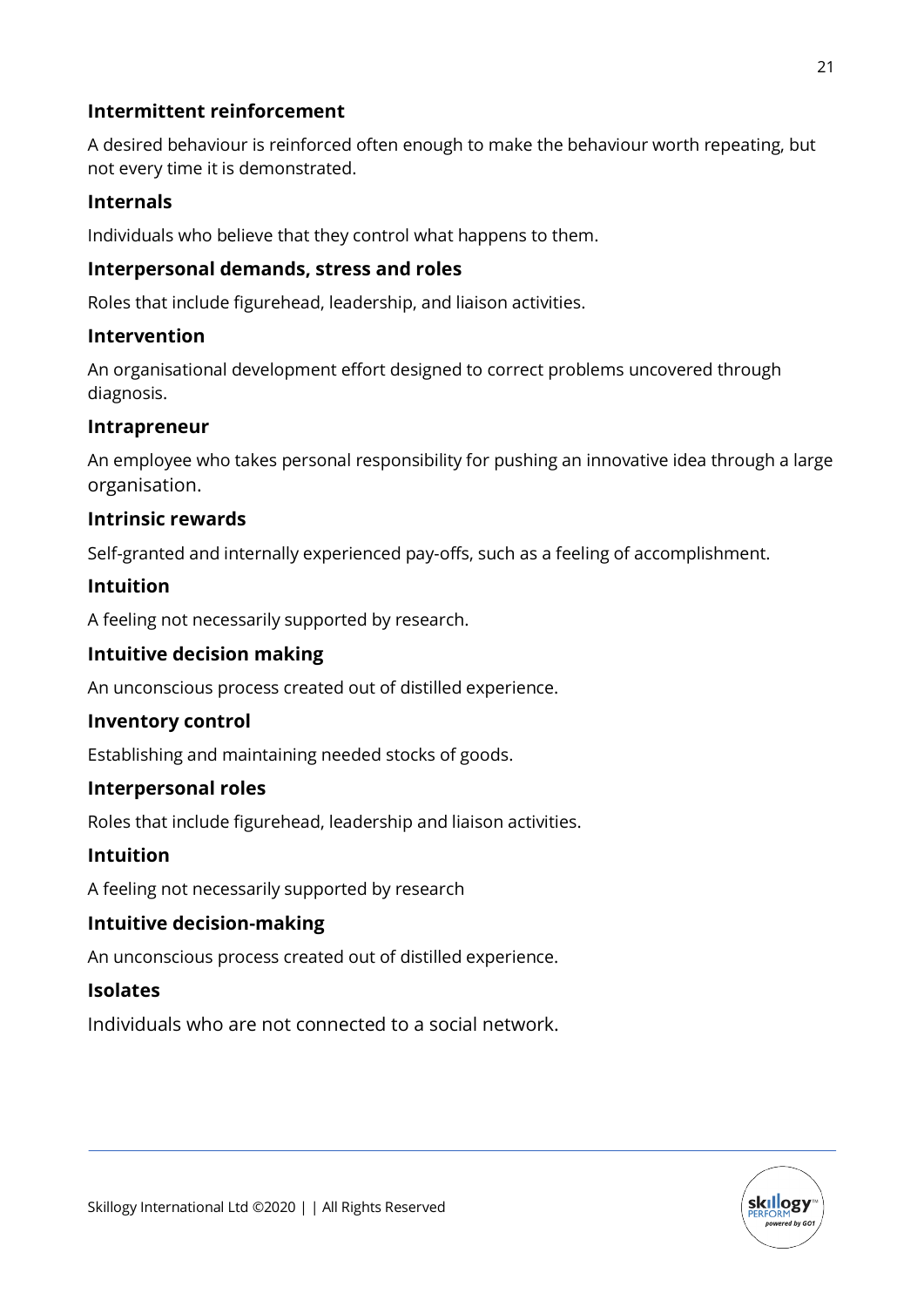### Intermittent reinforcement

A desired behaviour is reinforced often enough to make the behaviour worth repeating, but not every time it is demonstrated.

### Internals

Individuals who believe that they control what happens to them.

### Interpersonal demands, stress and roles

Roles that include figurehead, leadership, and liaison activities.

### Intervention

An organisational development effort designed to correct problems uncovered through diagnosis.

### Intrapreneur

An employee who takes personal responsibility for pushing an innovative idea through a large organisation.

### Intrinsic rewards

Self-granted and internally experienced pay-offs, such as a feeling of accomplishment.

### Intuition

A feeling not necessarily supported by research.

### Intuitive decision making

An unconscious process created out of distilled experience.

### Inventory control

Establishing and maintaining needed stocks of goods.

### Interpersonal roles

Roles that include figurehead, leadership and liaison activities.

### Intuition

A feeling not necessarily supported by research

### Intuitive decision-making

An unconscious process created out of distilled experience.

### Isolates

Individuals who are not connected to a social network.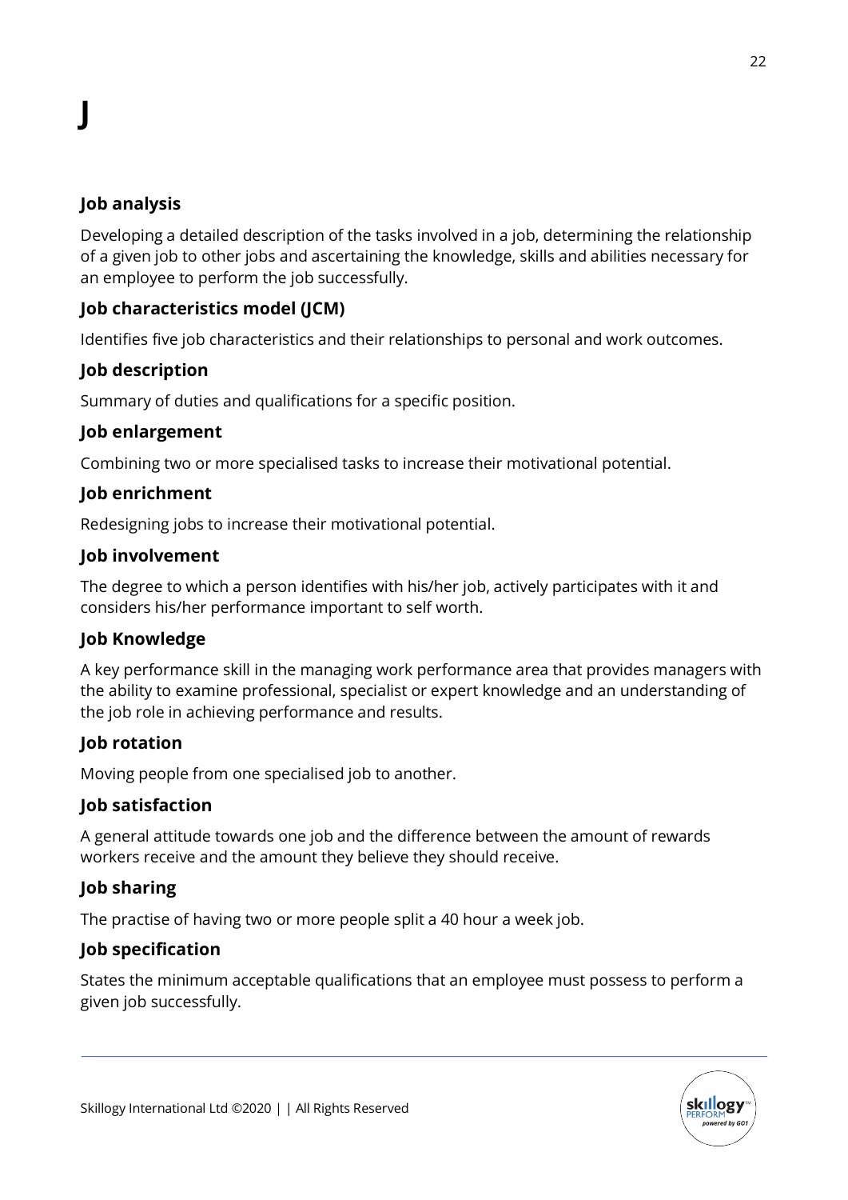# J

### Job analysis

Developing a detailed description of the tasks involved in a job, determining the relationship of a given job to other jobs and ascertaining the knowledge, skills and abilities necessary for an employee to perform the job successfully.

### Job characteristics model (JCM)

Identifies five job characteristics and their relationships to personal and work outcomes.

### Job description

Summary of duties and qualifications for a specific position.

### Job enlargement

Combining two or more specialised tasks to increase their motivational potential.

### Job enrichment

Redesigning jobs to increase their motivational potential.

### Job involvement

The degree to which a person identifies with his/her job, actively participates with it and considers his/her performance important to self worth.

### Job Knowledge

A key performance skill in the managing work performance area that provides managers with the ability to examine professional, specialist or expert knowledge and an understanding of the job role in achieving performance and results.

### Job rotation

Moving people from one specialised job to another.

### Job satisfaction

A general attitude towards one job and the difference between the amount of rewards workers receive and the amount they believe they should receive.

### Job sharing

The practise of having two or more people split a 40 hour a week job.

### Job specification

States the minimum acceptable qualifications that an employee must possess to perform a given job successfully.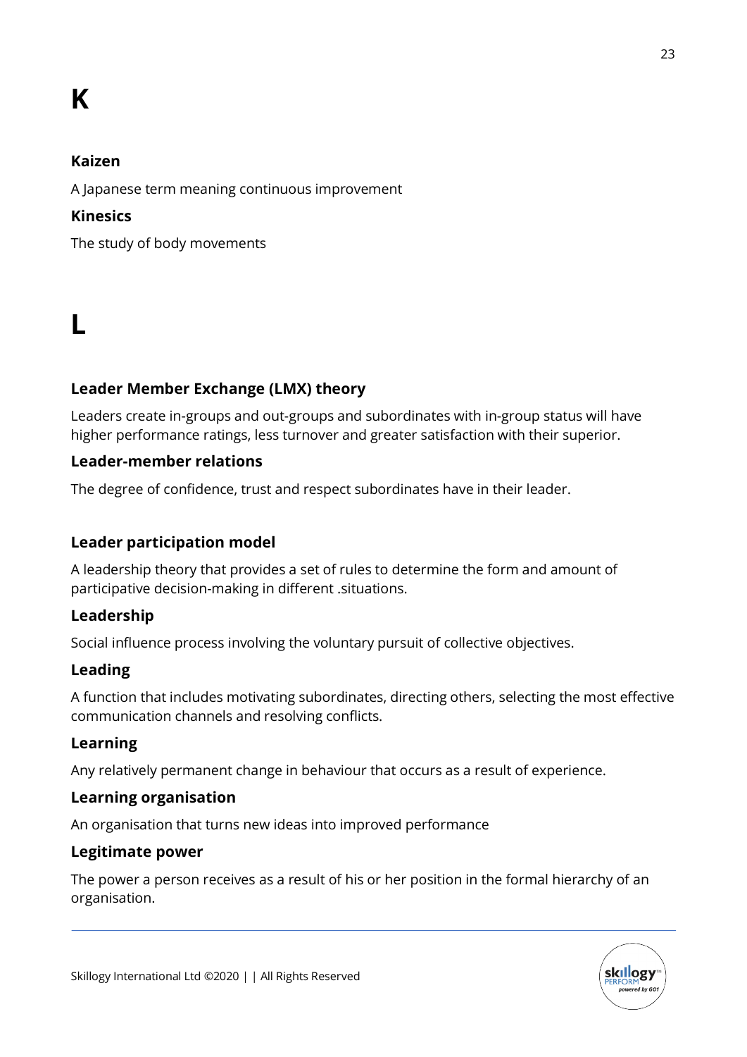# K

### Kaizen

A Japanese term meaning continuous improvement

### Kinesics

The study of body movements

# L

### Leader Member Exchange (LMX) theory

Leaders create in-groups and out-groups and subordinates with in-group status will have higher performance ratings, less turnover and greater satisfaction with their superior.

### Leader-member relations

The degree of confidence, trust and respect subordinates have in their leader.

### Leader participation model

A leadership theory that provides a set of rules to determine the form and amount of participative decision-making in different .situations.

### Leadership

Social influence process involving the voluntary pursuit of collective objectives.

### Leading

A function that includes motivating subordinates, directing others, selecting the most effective communication channels and resolving conflicts.

### Learning

Any relatively permanent change in behaviour that occurs as a result of experience.

### Learning organisation

An organisation that turns new ideas into improved performance

### Legitimate power

The power a person receives as a result of his or her position in the formal hierarchy of an organisation.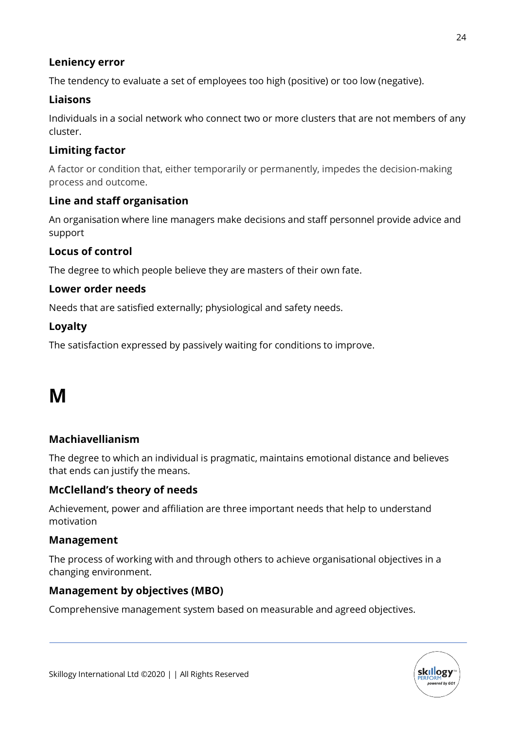### Leniency error

The tendency to evaluate a set of employees too high (positive) or too low (negative).

### Liaisons

Individuals in a social network who connect two or more clusters that are not members of any cluster.

### Limiting factor

A factor or condition that, either temporarily or permanently, impedes the decision-making process and outcome.

### Line and staff organisation

An organisation where line managers make decisions and staff personnel provide advice and support

### Locus of control

The degree to which people believe they are masters of their own fate.

### Lower order needs

Needs that are satisfied externally; physiological and safety needs.

### Loyalty

The satisfaction expressed by passively waiting for conditions to improve.

# M

### Machiavellianism

The degree to which an individual is pragmatic, maintains emotional distance and believes that ends can justify the means.

### McClelland's theory of needs

Achievement, power and affiliation are three important needs that help to understand motivation

### Management

The process of working with and through others to achieve organisational objectives in a changing environment.

### Management by objectives (MBO)

Comprehensive management system based on measurable and agreed objectives.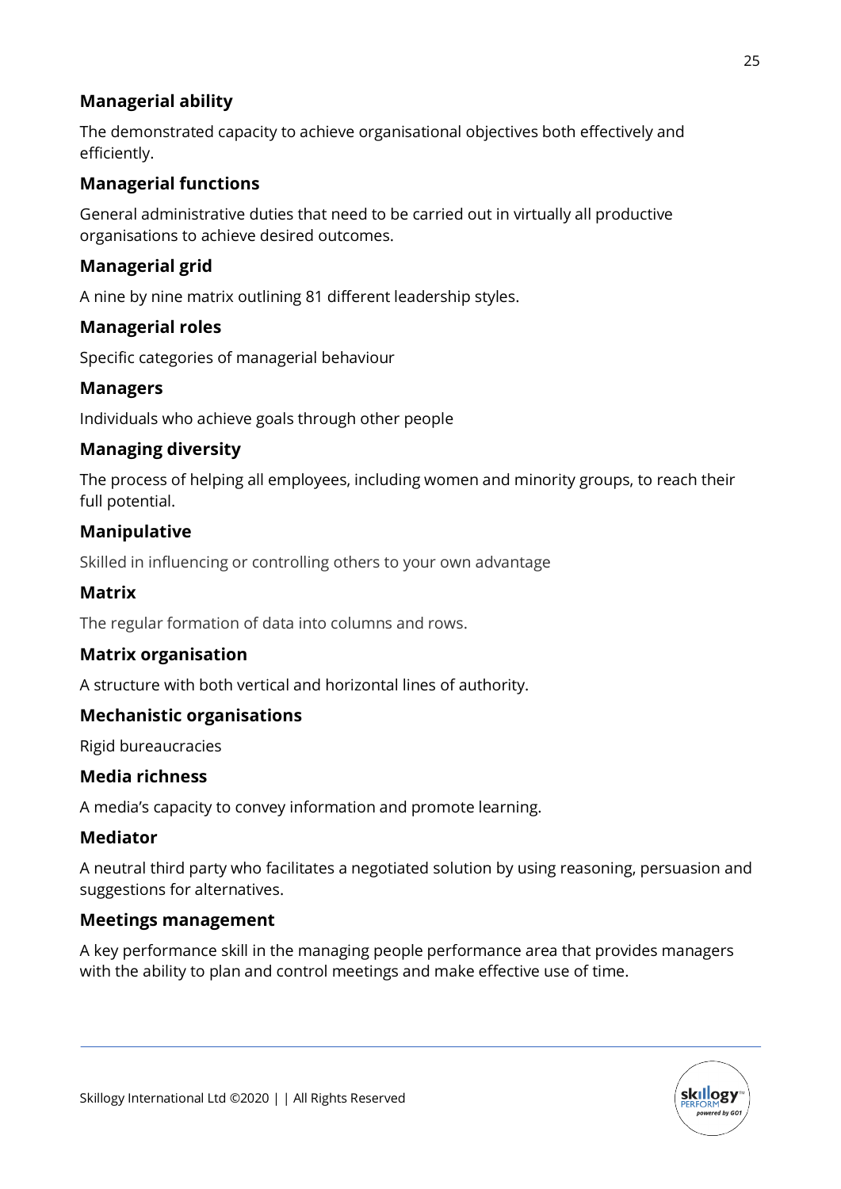### Managerial ability

The demonstrated capacity to achieve organisational objectives both effectively and efficiently.

### Managerial functions

General administrative duties that need to be carried out in virtually all productive organisations to achieve desired outcomes.

### Managerial grid

A nine by nine matrix outlining 81 different leadership styles.

### Managerial roles

Specific categories of managerial behaviour

### Managers

Individuals who achieve goals through other people

### Managing diversity

The process of helping all employees, including women and minority groups, to reach their full potential.

### Manipulative

Skilled in influencing or controlling others to your own advantage

### Matrix

The regular formation of data into columns and rows.

### Matrix organisation

A structure with both vertical and horizontal lines of authority.

### Mechanistic organisations

Rigid bureaucracies

### Media richness

A media's capacity to convey information and promote learning.

### Mediator

A neutral third party who facilitates a negotiated solution by using reasoning, persuasion and suggestions for alternatives.

### Meetings management

A key performance skill in the managing people performance area that provides managers with the ability to plan and control meetings and make effective use of time.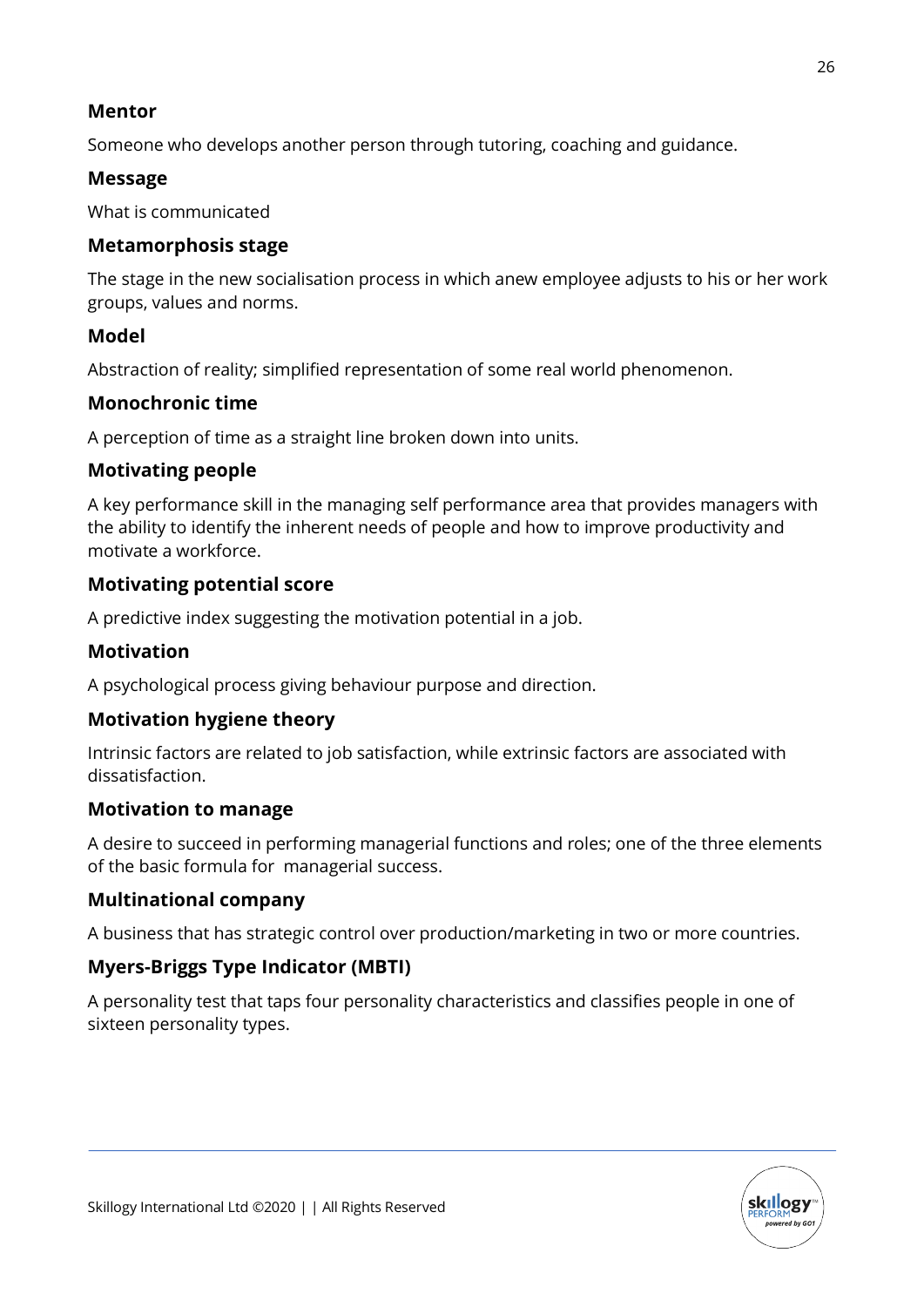### Mentor

Someone who develops another person through tutoring, coaching and guidance.

### Message

What is communicated

### Metamorphosis stage

The stage in the new socialisation process in which anew employee adjusts to his or her work groups, values and norms.

### Model

Abstraction of reality; simplified representation of some real world phenomenon.

### Monochronic time

A perception of time as a straight line broken down into units.

### Motivating people

A key performance skill in the managing self performance area that provides managers with the ability to identify the inherent needs of people and how to improve productivity and motivate a workforce.

### Motivating potential score

A predictive index suggesting the motivation potential in a job.

### Motivation

A psychological process giving behaviour purpose and direction.

### Motivation hygiene theory

Intrinsic factors are related to job satisfaction, while extrinsic factors are associated with dissatisfaction.

### Motivation to manage

A desire to succeed in performing managerial functions and roles; one of the three elements of the basic formula for managerial success.

### Multinational company

A business that has strategic control over production/marketing in two or more countries.

### Myers-Briggs Type Indicator (MBTI)

A personality test that taps four personality characteristics and classifies people in one of sixteen personality types.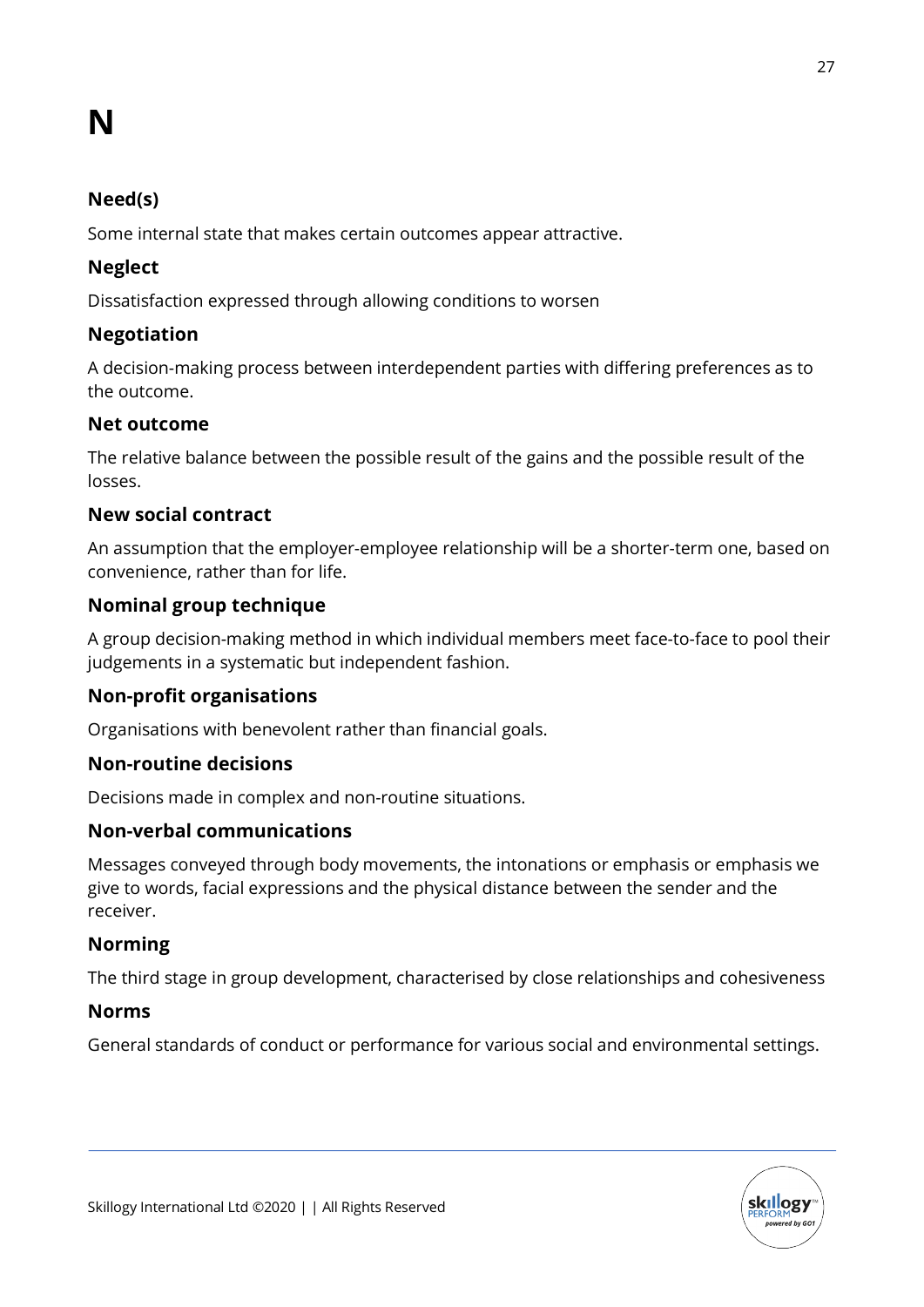# N

### Need(s)

Some internal state that makes certain outcomes appear attractive.

### Neglect

Dissatisfaction expressed through allowing conditions to worsen

### Negotiation

A decision-making process between interdependent parties with differing preferences as to the outcome.

### Net outcome

The relative balance between the possible result of the gains and the possible result of the losses.

### New social contract

An assumption that the employer-employee relationship will be a shorter-term one, based on convenience, rather than for life.

### Nominal group technique

A group decision-making method in which individual members meet face-to-face to pool their judgements in a systematic but independent fashion.

### Non-profit organisations

Organisations with benevolent rather than financial goals.

### Non-routine decisions

Decisions made in complex and non-routine situations.

### Non-verbal communications

Messages conveyed through body movements, the intonations or emphasis or emphasis we give to words, facial expressions and the physical distance between the sender and the receiver.

### Norming

The third stage in group development, characterised by close relationships and cohesiveness

### Norms

General standards of conduct or performance for various social and environmental settings.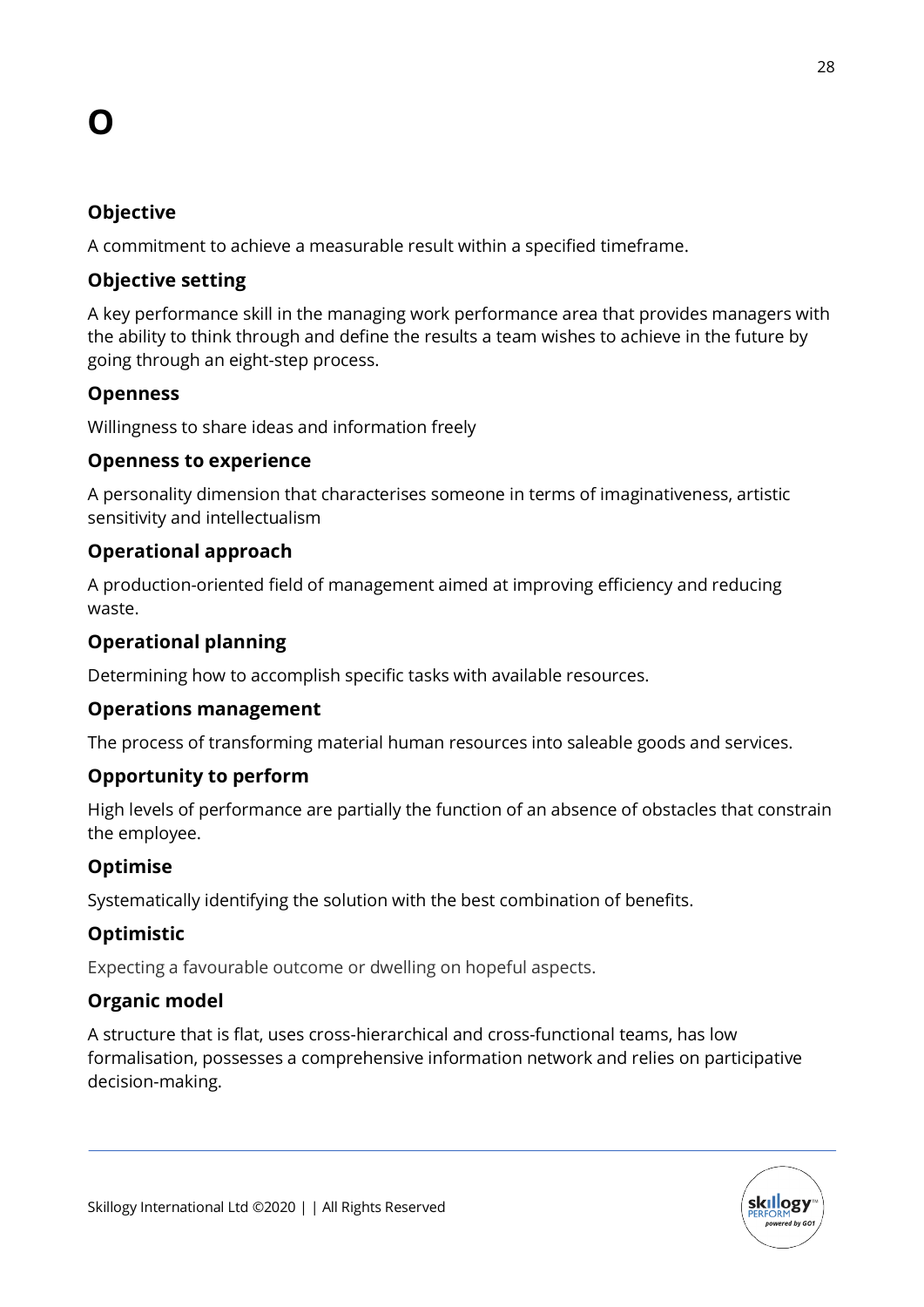# O

### Objective

A commitment to achieve a measurable result within a specified timeframe.

### Objective setting

A key performance skill in the managing work performance area that provides managers with the ability to think through and define the results a team wishes to achieve in the future by going through an eight-step process.

### Openness

Willingness to share ideas and information freely

### Openness to experience

A personality dimension that characterises someone in terms of imaginativeness, artistic sensitivity and intellectualism

### Operational approach

A production-oriented field of management aimed at improving efficiency and reducing waste.

### Operational planning

Determining how to accomplish specific tasks with available resources.

### Operations management

The process of transforming material human resources into saleable goods and services.

### Opportunity to perform

High levels of performance are partially the function of an absence of obstacles that constrain the employee.

### Optimise

Systematically identifying the solution with the best combination of benefits.

### Optimistic

Expecting a favourable outcome or dwelling on hopeful aspects.

### Organic model

A structure that is flat, uses cross-hierarchical and cross-functional teams, has low formalisation, possesses a comprehensive information network and relies on participative decision-making.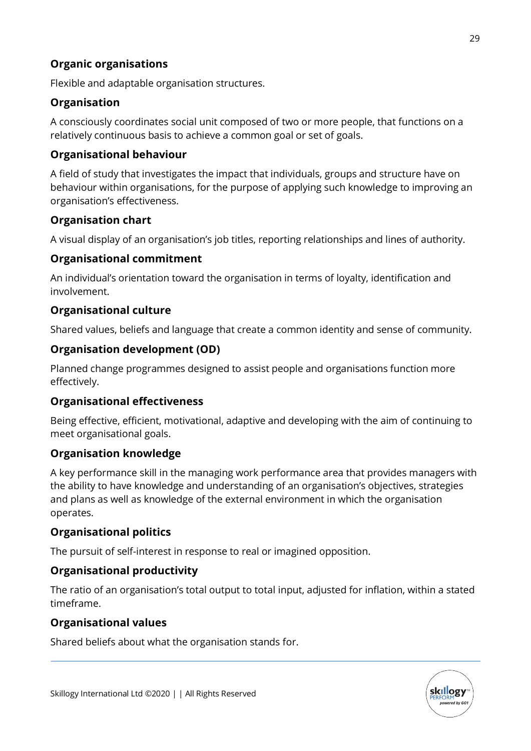### Organic organisations

Flexible and adaptable organisation structures.

### Organisation

A consciously coordinates social unit composed of two or more people, that functions on a relatively continuous basis to achieve a common goal or set of goals.

### Organisational behaviour

A field of study that investigates the impact that individuals, groups and structure have on behaviour within organisations, for the purpose of applying such knowledge to improving an organisation's effectiveness.

### Organisation chart

A visual display of an organisation's job titles, reporting relationships and lines of authority.

### Organisational commitment

An individual's orientation toward the organisation in terms of loyalty, identification and involvement.

### Organisational culture

Shared values, beliefs and language that create a common identity and sense of community.

### Organisation development (OD)

Planned change programmes designed to assist people and organisations function more effectively.

### Organisational effectiveness

Being effective, efficient, motivational, adaptive and developing with the aim of continuing to meet organisational goals.

### Organisation knowledge

A key performance skill in the managing work performance area that provides managers with the ability to have knowledge and understanding of an organisation's objectives, strategies and plans as well as knowledge of the external environment in which the organisation operates.

### Organisational politics

The pursuit of self-interest in response to real or imagined opposition.

### Organisational productivity

The ratio of an organisation's total output to total input, adjusted for inflation, within a stated timeframe.

### Organisational values

Shared beliefs about what the organisation stands for.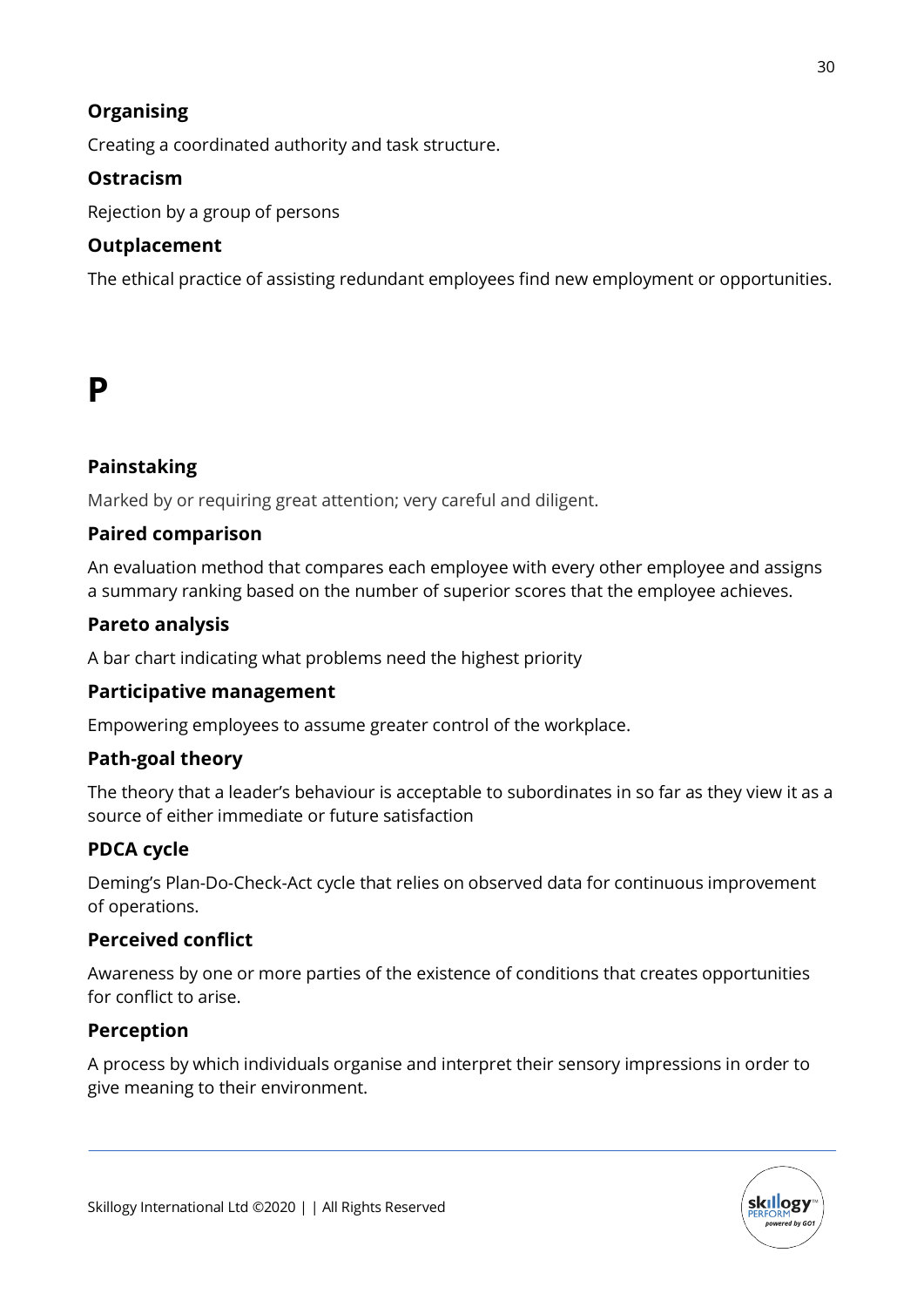### Organising

Creating a coordinated authority and task structure.

### Ostracism

Rejection by a group of persons

### Outplacement

The ethical practice of assisting redundant employees find new employment or opportunities.

# P

### Painstaking

Marked by or requiring great attention; very careful and diligent.

### Paired comparison

An evaluation method that compares each employee with every other employee and assigns a summary ranking based on the number of superior scores that the employee achieves.

### Pareto analysis

A bar chart indicating what problems need the highest priority

### Participative management

Empowering employees to assume greater control of the workplace.

### Path-goal theory

The theory that a leader's behaviour is acceptable to subordinates in so far as they view it as a source of either immediate or future satisfaction

### PDCA cycle

Deming's Plan-Do-Check-Act cycle that relies on observed data for continuous improvement of operations.

### Perceived conflict

Awareness by one or more parties of the existence of conditions that creates opportunities for conflict to arise.

### Perception

A process by which individuals organise and interpret their sensory impressions in order to give meaning to their environment.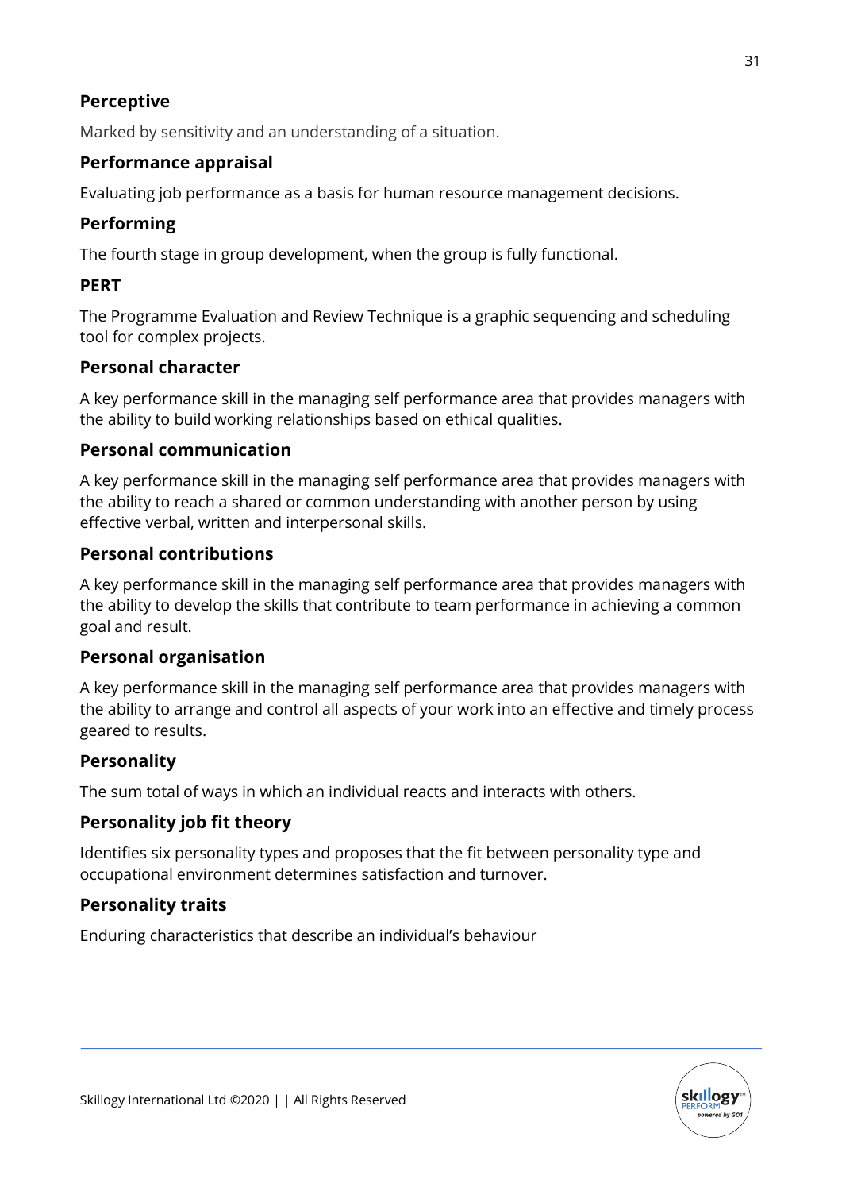### Perceptive

Marked by sensitivity and an understanding of a situation.

### Performance appraisal

Evaluating job performance as a basis for human resource management decisions.

### Performing

The fourth stage in group development, when the group is fully functional.

### PERT

The Programme Evaluation and Review Technique is a graphic sequencing and scheduling tool for complex projects.

### Personal character

A key performance skill in the managing self performance area that provides managers with the ability to build working relationships based on ethical qualities.

### Personal communication

A key performance skill in the managing self performance area that provides managers with the ability to reach a shared or common understanding with another person by using effective verbal, written and interpersonal skills.

### Personal contributions

A key performance skill in the managing self performance area that provides managers with the ability to develop the skills that contribute to team performance in achieving a common goal and result.

### Personal organisation

A key performance skill in the managing self performance area that provides managers with the ability to arrange and control all aspects of your work into an effective and timely process geared to results.

### Personality

The sum total of ways in which an individual reacts and interacts with others.

### Personality job fit theory

Identifies six personality types and proposes that the fit between personality type and occupational environment determines satisfaction and turnover.

### Personality traits

Enduring characteristics that describe an individual's behaviour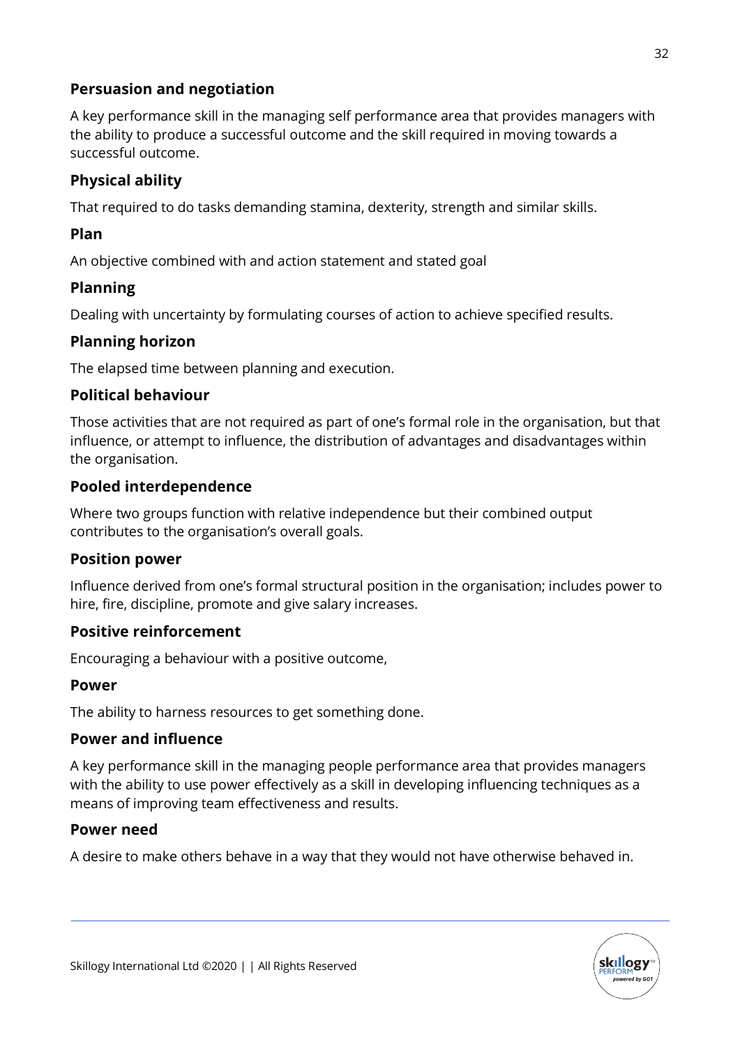### Persuasion and negotiation

A key performance skill in the managing self performance area that provides managers with the ability to produce a successful outcome and the skill required in moving towards a successful outcome.

### Physical ability

That required to do tasks demanding stamina, dexterity, strength and similar skills.

### Plan

An objective combined with and action statement and stated goal

### Planning

Dealing with uncertainty by formulating courses of action to achieve specified results.

### Planning horizon

The elapsed time between planning and execution.

### Political behaviour

Those activities that are not required as part of one's formal role in the organisation, but that influence, or attempt to influence, the distribution of advantages and disadvantages within the organisation.

### Pooled interdependence

Where two groups function with relative independence but their combined output contributes to the organisation's overall goals.

### Position power

Influence derived from one's formal structural position in the organisation; includes power to hire, fire, discipline, promote and give salary increases.

### Positive reinforcement

Encouraging a behaviour with a positive outcome,

### Power

The ability to harness resources to get something done.

### Power and influence

A key performance skill in the managing people performance area that provides managers with the ability to use power effectively as a skill in developing influencing techniques as a means of improving team effectiveness and results.

### Power need

A desire to make others behave in a way that they would not have otherwise behaved in.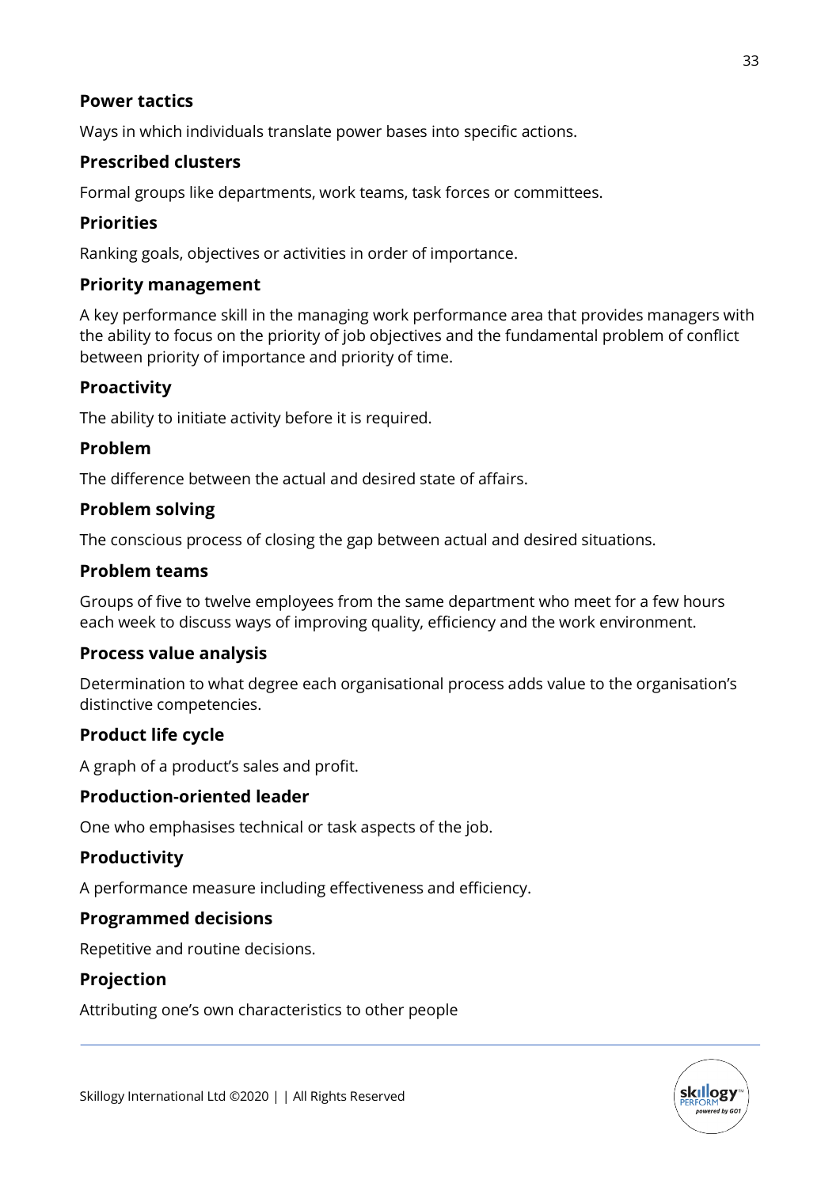### Power tactics

Ways in which individuals translate power bases into specific actions.

### Prescribed clusters

Formal groups like departments, work teams, task forces or committees.

### Priorities

Ranking goals, objectives or activities in order of importance.

### Priority management

A key performance skill in the managing work performance area that provides managers with the ability to focus on the priority of job objectives and the fundamental problem of conflict between priority of importance and priority of time.

### Proactivity

The ability to initiate activity before it is required.

### Problem

The difference between the actual and desired state of affairs.

### Problem solving

The conscious process of closing the gap between actual and desired situations.

### Problem teams

Groups of five to twelve employees from the same department who meet for a few hours each week to discuss ways of improving quality, efficiency and the work environment.

### Process value analysis

Determination to what degree each organisational process adds value to the organisation's distinctive competencies.

### Product life cycle

A graph of a product's sales and profit.

### Production-oriented leader

One who emphasises technical or task aspects of the job.

### Productivity

A performance measure including effectiveness and efficiency.

### Programmed decisions

Repetitive and routine decisions.

### Projection

Attributing one's own characteristics to other people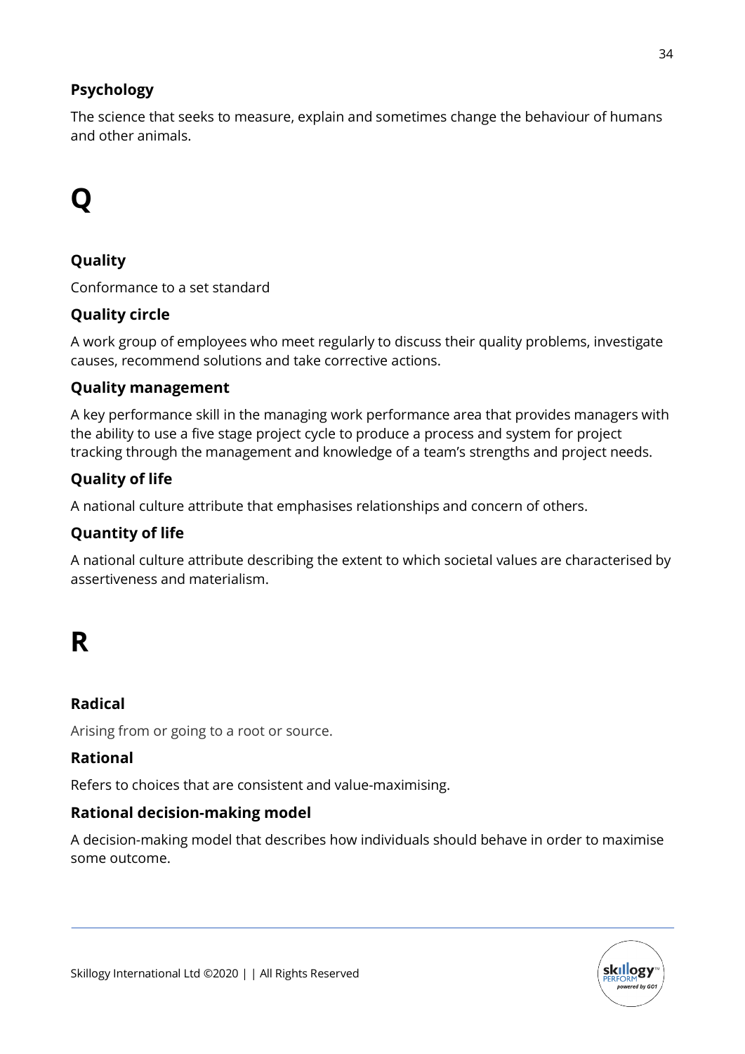### Psychology

The science that seeks to measure, explain and sometimes change the behaviour of humans and other animals.

# Q

### Quality

Conformance to a set standard

### Quality circle

A work group of employees who meet regularly to discuss their quality problems, investigate causes, recommend solutions and take corrective actions.

### Quality management

A key performance skill in the managing work performance area that provides managers with the ability to use a five stage project cycle to produce a process and system for project tracking through the management and knowledge of a team's strengths and project needs.

### Quality of life

A national culture attribute that emphasises relationships and concern of others.

### Quantity of life

A national culture attribute describing the extent to which societal values are characterised by assertiveness and materialism.

# R

### Radical

Arising from or going to a root or source.

### Rational

Refers to choices that are consistent and value-maximising.

### Rational decision-making model

A decision-making model that describes how individuals should behave in order to maximise some outcome.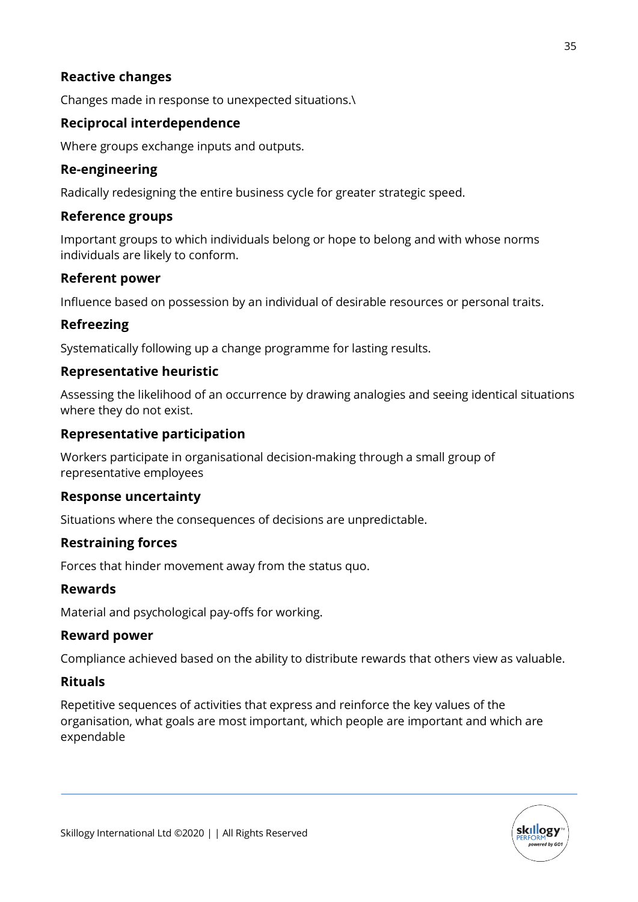### Reactive changes

Changes made in response to unexpected situations.\

### Reciprocal interdependence

Where groups exchange inputs and outputs.

### Re-engineering

Radically redesigning the entire business cycle for greater strategic speed.

### Reference groups

Important groups to which individuals belong or hope to belong and with whose norms individuals are likely to conform.

### Referent power

Influence based on possession by an individual of desirable resources or personal traits.

### Refreezing

Systematically following up a change programme for lasting results.

### Representative heuristic

Assessing the likelihood of an occurrence by drawing analogies and seeing identical situations where they do not exist.

### Representative participation

Workers participate in organisational decision-making through a small group of representative employees

### Response uncertainty

Situations where the consequences of decisions are unpredictable.

### Restraining forces

Forces that hinder movement away from the status quo.

### Rewards

Material and psychological pay-offs for working.

### Reward power

Compliance achieved based on the ability to distribute rewards that others view as valuable.

### Rituals

Repetitive sequences of activities that express and reinforce the key values of the organisation, what goals are most important, which people are important and which are expendable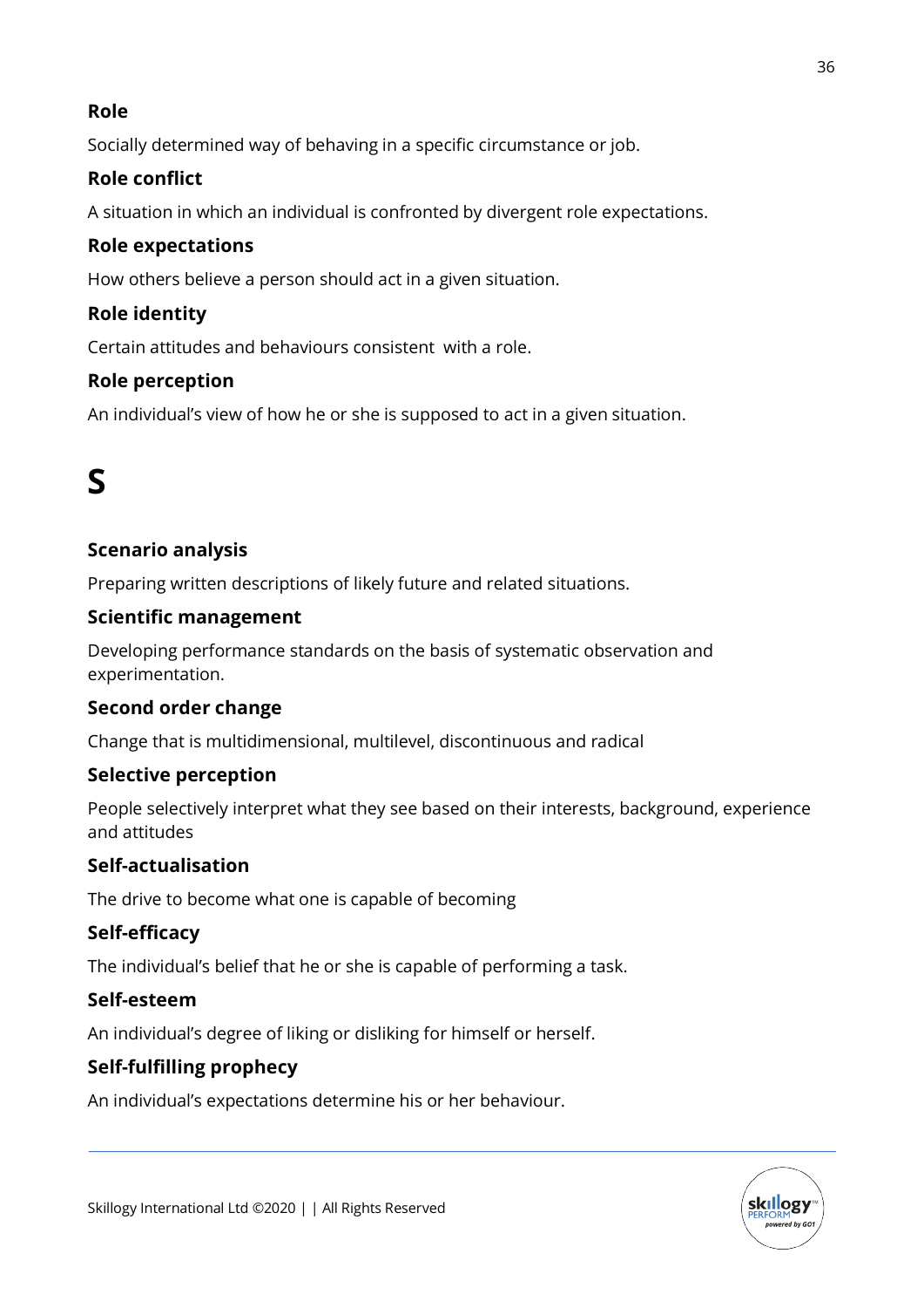### Role

Socially determined way of behaving in a specific circumstance or job.

### Role conflict

A situation in which an individual is confronted by divergent role expectations.

### Role expectations

How others believe a person should act in a given situation.

### Role identity

Certain attitudes and behaviours consistent with a role.

### Role perception

An individual's view of how he or she is supposed to act in a given situation.

# S

### Scenario analysis

Preparing written descriptions of likely future and related situations.

### Scientific management

Developing performance standards on the basis of systematic observation and experimentation.

### Second order change

Change that is multidimensional, multilevel, discontinuous and radical

### Selective perception

People selectively interpret what they see based on their interests, background, experience and attitudes

### Self-actualisation

The drive to become what one is capable of becoming

### Self-efficacy

The individual's belief that he or she is capable of performing a task.

### Self-esteem

An individual's degree of liking or disliking for himself or herself.

### Self-fulfilling prophecy

An individual's expectations determine his or her behaviour.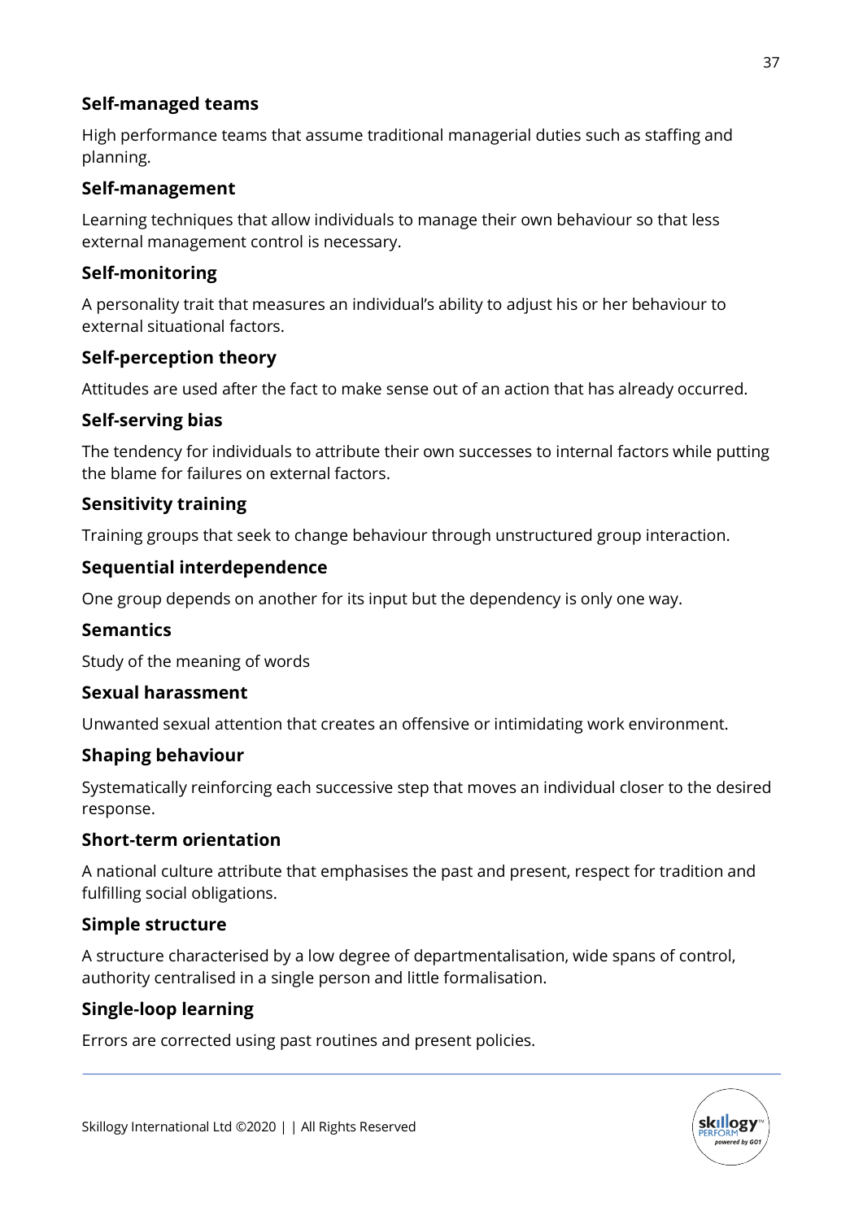### Self-managed teams

High performance teams that assume traditional managerial duties such as staffing and planning.

### Self-management

Learning techniques that allow individuals to manage their own behaviour so that less external management control is necessary.

### Self-monitoring

A personality trait that measures an individual's ability to adjust his or her behaviour to external situational factors.

### Self-perception theory

Attitudes are used after the fact to make sense out of an action that has already occurred.

### Self-serving bias

The tendency for individuals to attribute their own successes to internal factors while putting the blame for failures on external factors.

### Sensitivity training

Training groups that seek to change behaviour through unstructured group interaction.

### Sequential interdependence

One group depends on another for its input but the dependency is only one way.

### Semantics

Study of the meaning of words

### Sexual harassment

Unwanted sexual attention that creates an offensive or intimidating work environment.

### Shaping behaviour

Systematically reinforcing each successive step that moves an individual closer to the desired response.

### Short-term orientation

A national culture attribute that emphasises the past and present, respect for tradition and fulfilling social obligations.

### Simple structure

A structure characterised by a low degree of departmentalisation, wide spans of control, authority centralised in a single person and little formalisation.

### Single-loop learning

Errors are corrected using past routines and present policies.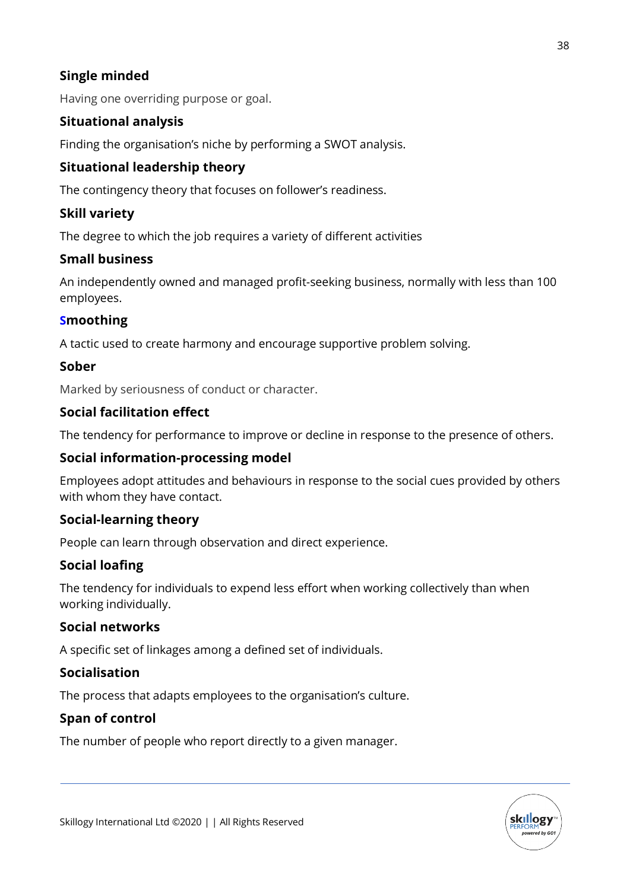### Single minded

Having one overriding purpose or goal.

### Situational analysis

Finding the organisation's niche by performing a SWOT analysis.

### Situational leadership theory

The contingency theory that focuses on follower's readiness.

### Skill variety

The degree to which the job requires a variety of different activities

### Small business

An independently owned and managed profit-seeking business, normally with less than 100 employees.

### Smoothing

A tactic used to create harmony and encourage supportive problem solving.

### Sober

Marked by seriousness of conduct or character.

### Social facilitation effect

The tendency for performance to improve or decline in response to the presence of others.

### Social information-processing model

Employees adopt attitudes and behaviours in response to the social cues provided by others with whom they have contact.

### Social-learning theory

People can learn through observation and direct experience.

### Social loafing

The tendency for individuals to expend less effort when working collectively than when working individually.

### Social networks

A specific set of linkages among a defined set of individuals.

### Socialisation

The process that adapts employees to the organisation's culture.

### Span of control

The number of people who report directly to a given manager.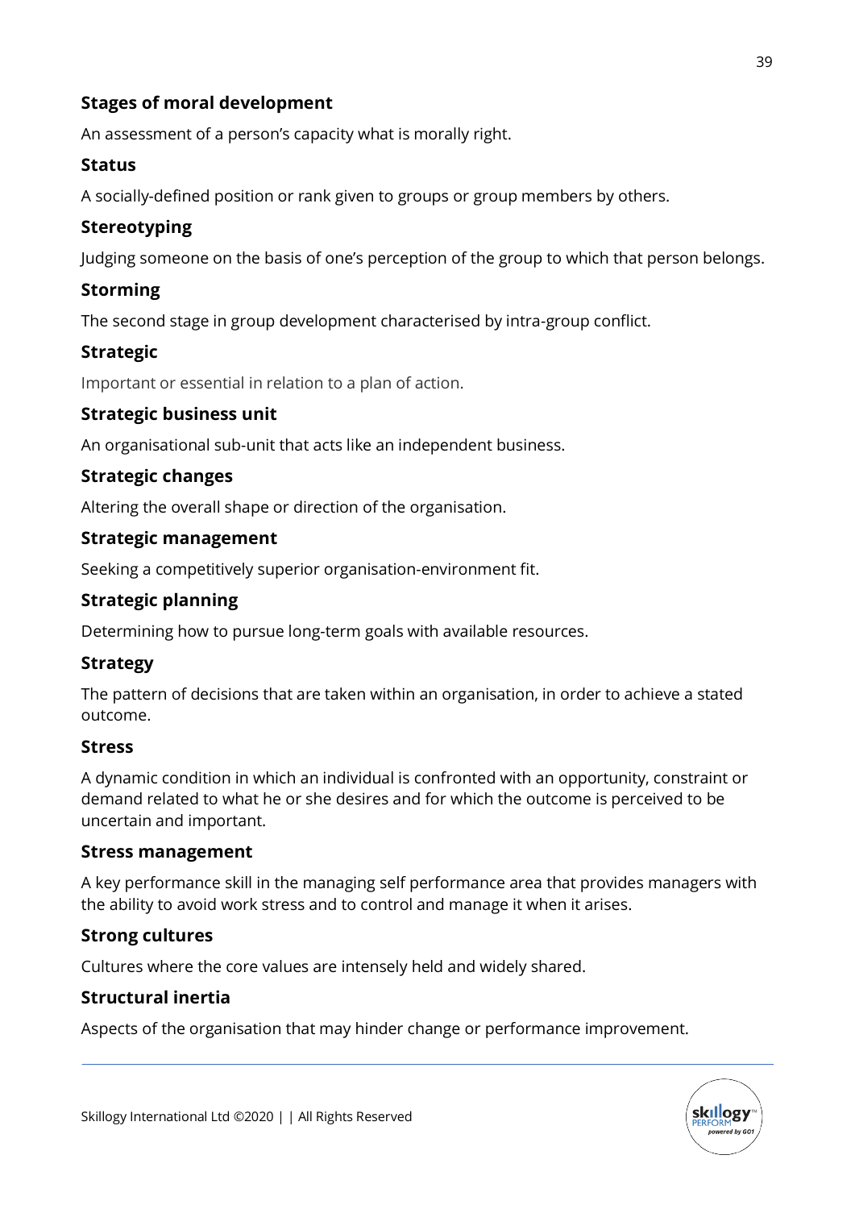### Stages of moral development

An assessment of a person's capacity what is morally right.

### Status

A socially-defined position or rank given to groups or group members by others.

### Stereotyping

Judging someone on the basis of one's perception of the group to which that person belongs.

### Storming

The second stage in group development characterised by intra-group conflict.

### Strategic

Important or essential in relation to a plan of action.

### Strategic business unit

An organisational sub-unit that acts like an independent business.

### Strategic changes

Altering the overall shape or direction of the organisation.

### Strategic management

Seeking a competitively superior organisation-environment fit.

### Strategic planning

Determining how to pursue long-term goals with available resources.

### Strategy

The pattern of decisions that are taken within an organisation, in order to achieve a stated outcome.

### Stress

A dynamic condition in which an individual is confronted with an opportunity, constraint or demand related to what he or she desires and for which the outcome is perceived to be uncertain and important.

### Stress management

A key performance skill in the managing self performance area that provides managers with the ability to avoid work stress and to control and manage it when it arises.

### Strong cultures

Cultures where the core values are intensely held and widely shared.

### Structural inertia

Aspects of the organisation that may hinder change or performance improvement.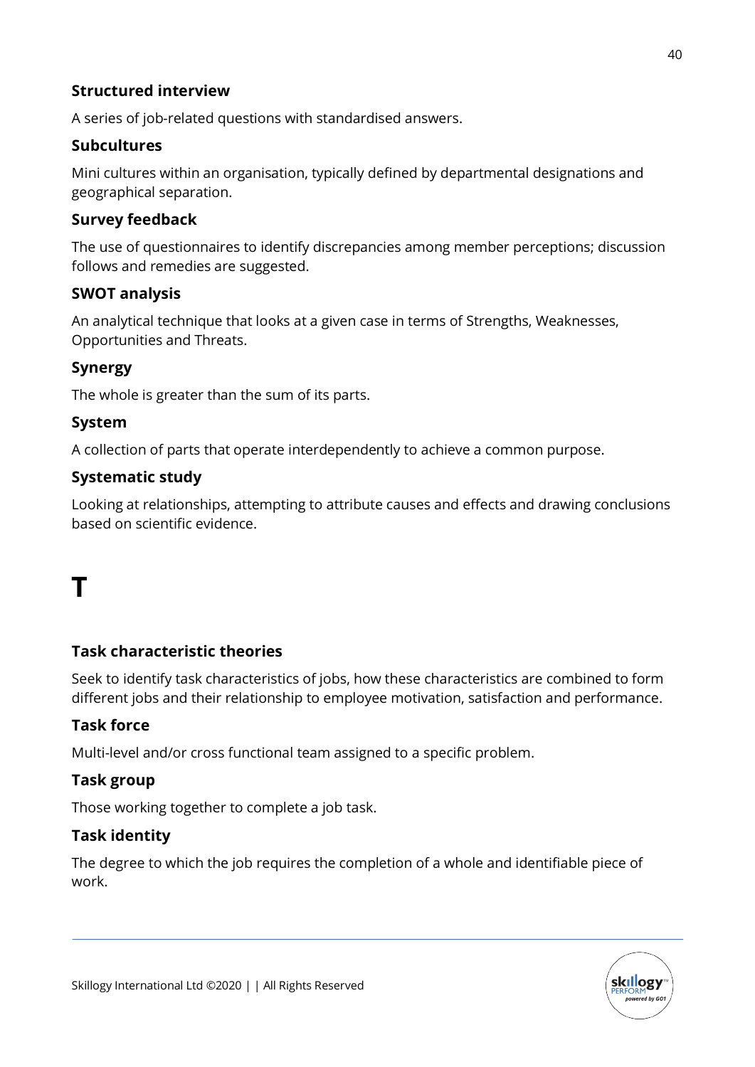### Structured interview

A series of job-related questions with standardised answers.

### Subcultures

Mini cultures within an organisation, typically defined by departmental designations and geographical separation.

### Survey feedback

The use of questionnaires to identify discrepancies among member perceptions; discussion follows and remedies are suggested.

### SWOT analysis

An analytical technique that looks at a given case in terms of Strengths, Weaknesses, Opportunities and Threats.

### Synergy

The whole is greater than the sum of its parts.

### System

A collection of parts that operate interdependently to achieve a common purpose.

### Systematic study

Looking at relationships, attempting to attribute causes and effects and drawing conclusions based on scientific evidence.

# T

### Task characteristic theories

Seek to identify task characteristics of jobs, how these characteristics are combined to form different jobs and their relationship to employee motivation, satisfaction and performance.

### Task force

Multi-level and/or cross functional team assigned to a specific problem.

### Task group

Those working together to complete a job task.

### Task identity

The degree to which the job requires the completion of a whole and identifiable piece of work.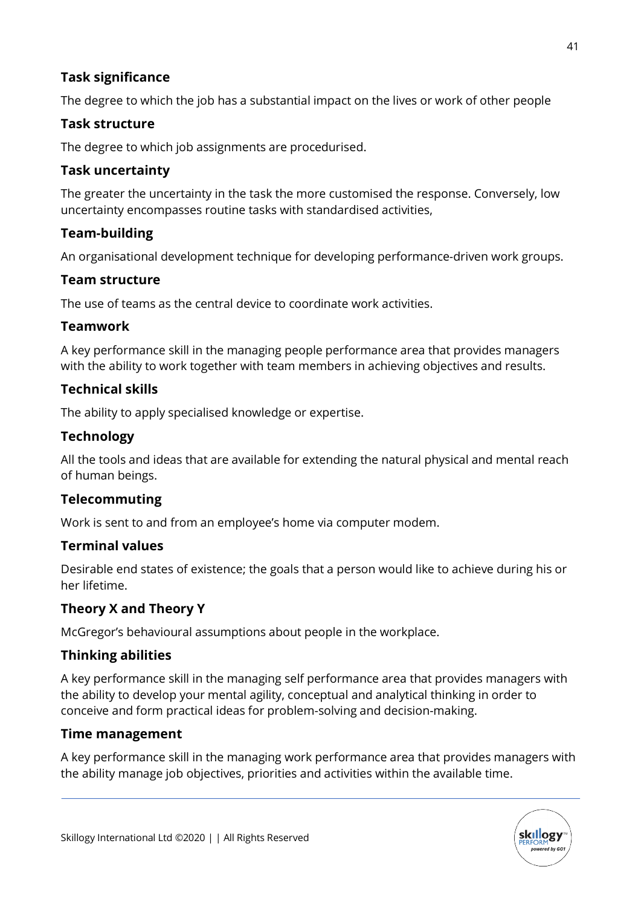### Task significance

The degree to which the job has a substantial impact on the lives or work of other people

### Task structure

The degree to which job assignments are procedurised.

### Task uncertainty

The greater the uncertainty in the task the more customised the response. Conversely, low uncertainty encompasses routine tasks with standardised activities,

### Team-building

An organisational development technique for developing performance-driven work groups.

### Team structure

The use of teams as the central device to coordinate work activities.

### Teamwork

A key performance skill in the managing people performance area that provides managers with the ability to work together with team members in achieving objectives and results.

### Technical skills

The ability to apply specialised knowledge or expertise.

### Technology

All the tools and ideas that are available for extending the natural physical and mental reach of human beings.

### Telecommuting

Work is sent to and from an employee's home via computer modem.

### Terminal values

Desirable end states of existence; the goals that a person would like to achieve during his or her lifetime.

### Theory X and Theory Y

McGregor's behavioural assumptions about people in the workplace.

### Thinking abilities

A key performance skill in the managing self performance area that provides managers with the ability to develop your mental agility, conceptual and analytical thinking in order to conceive and form practical ideas for problem-solving and decision-making.

### Time management

A key performance skill in the managing work performance area that provides managers with the ability manage job objectives, priorities and activities within the available time.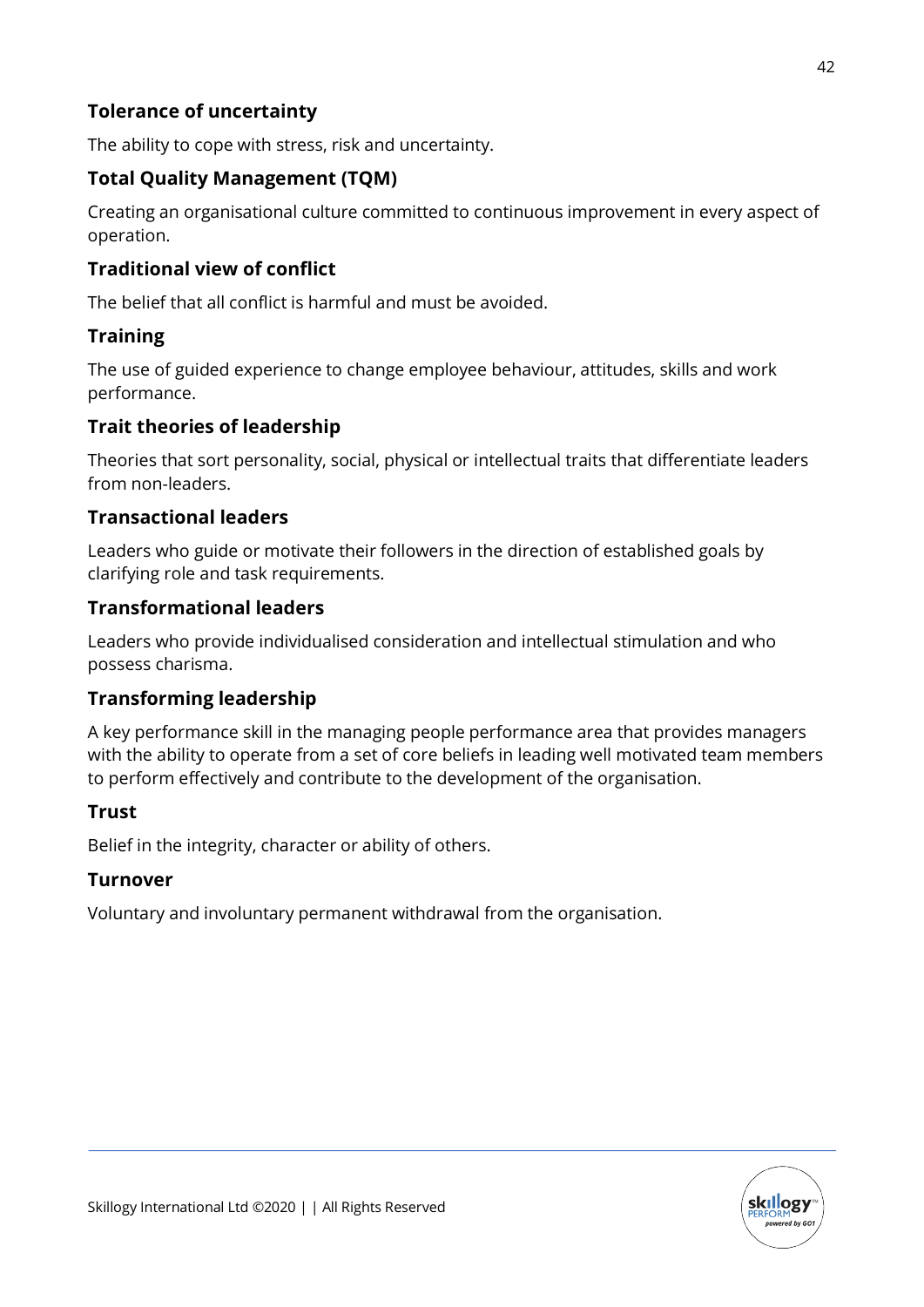### Tolerance of uncertainty

The ability to cope with stress, risk and uncertainty.

### Total Quality Management (TQM)

Creating an organisational culture committed to continuous improvement in every aspect of operation.

### Traditional view of conflict

The belief that all conflict is harmful and must be avoided.

### Training

The use of guided experience to change employee behaviour, attitudes, skills and work performance.

### Trait theories of leadership

Theories that sort personality, social, physical or intellectual traits that differentiate leaders from non-leaders.

### Transactional leaders

Leaders who guide or motivate their followers in the direction of established goals by clarifying role and task requirements.

### Transformational leaders

Leaders who provide individualised consideration and intellectual stimulation and who possess charisma.

### Transforming leadership

A key performance skill in the managing people performance area that provides managers with the ability to operate from a set of core beliefs in leading well motivated team members to perform effectively and contribute to the development of the organisation.

### Trust

Belief in the integrity, character or ability of others.

### Turnover

Voluntary and involuntary permanent withdrawal from the organisation.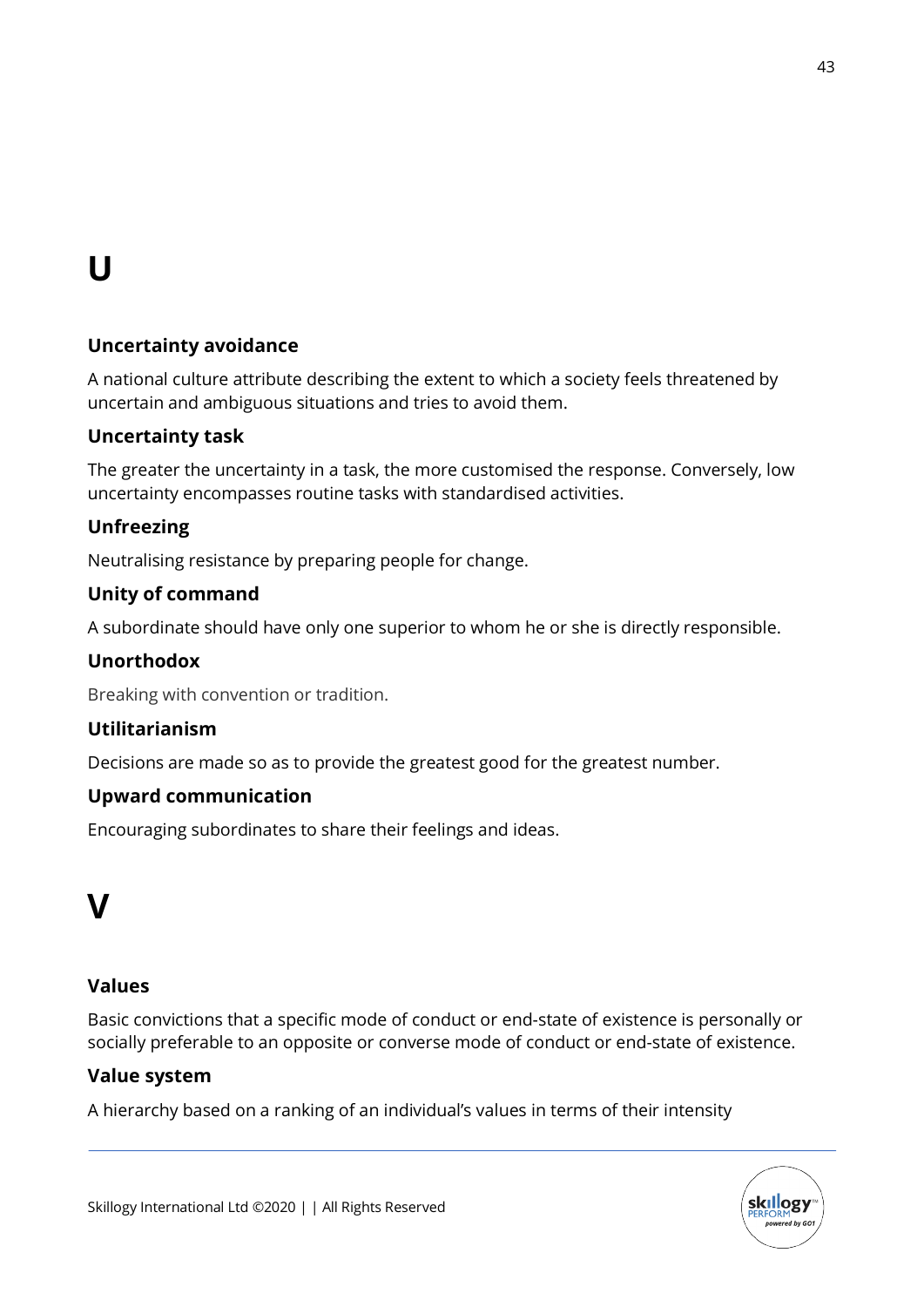# U

### Uncertainty avoidance

A national culture attribute describing the extent to which a society feels threatened by uncertain and ambiguous situations and tries to avoid them.

### Uncertainty task

The greater the uncertainty in a task, the more customised the response. Conversely, low uncertainty encompasses routine tasks with standardised activities.

### Unfreezing

Neutralising resistance by preparing people for change.

### Unity of command

A subordinate should have only one superior to whom he or she is directly responsible.

### Unorthodox

Breaking with convention or tradition.

### Utilitarianism

Decisions are made so as to provide the greatest good for the greatest number.

### Upward communication

Encouraging subordinates to share their feelings and ideas.

# V

### Values

Basic convictions that a specific mode of conduct or end-state of existence is personally or socially preferable to an opposite or converse mode of conduct or end-state of existence.

### Value system

A hierarchy based on a ranking of an individual's values in terms of their intensity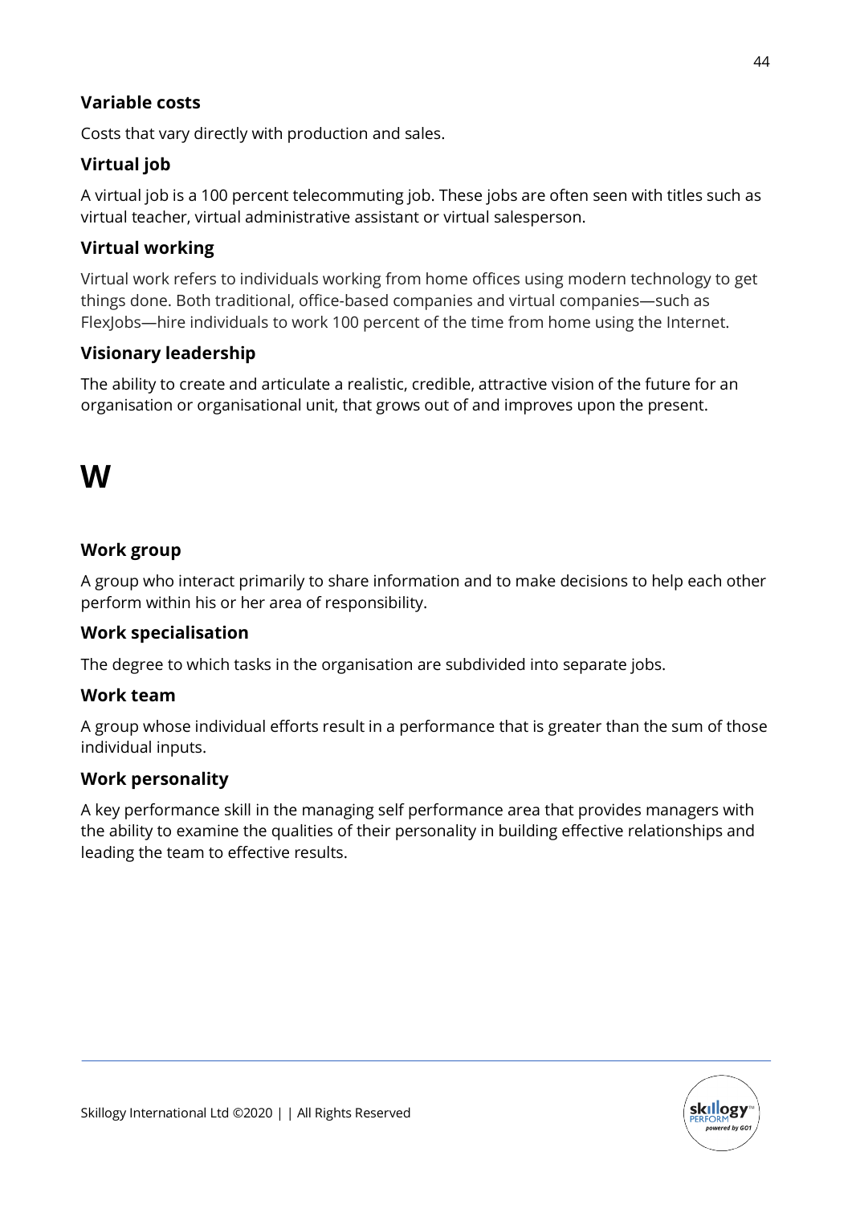### Variable costs

Costs that vary directly with production and sales.

### Virtual job

A virtual job is a 100 percent telecommuting job. These jobs are often seen with titles such as virtual teacher, virtual administrative assistant or virtual salesperson.

### Virtual working

Virtual work refers to individuals working from home offices using modern technology to get things done. Both traditional, office-based companies and virtual companies—such as FlexJobs—hire individuals to work 100 percent of the time from home using the Internet.

### Visionary leadership

The ability to create and articulate a realistic, credible, attractive vision of the future for an organisation or organisational unit, that grows out of and improves upon the present.

# W

### Work group

A group who interact primarily to share information and to make decisions to help each other perform within his or her area of responsibility.

### Work specialisation

The degree to which tasks in the organisation are subdivided into separate jobs.

### Work team

A group whose individual efforts result in a performance that is greater than the sum of those individual inputs.

### Work personality

A key performance skill in the managing self performance area that provides managers with the ability to examine the qualities of their personality in building effective relationships and leading the team to effective results.